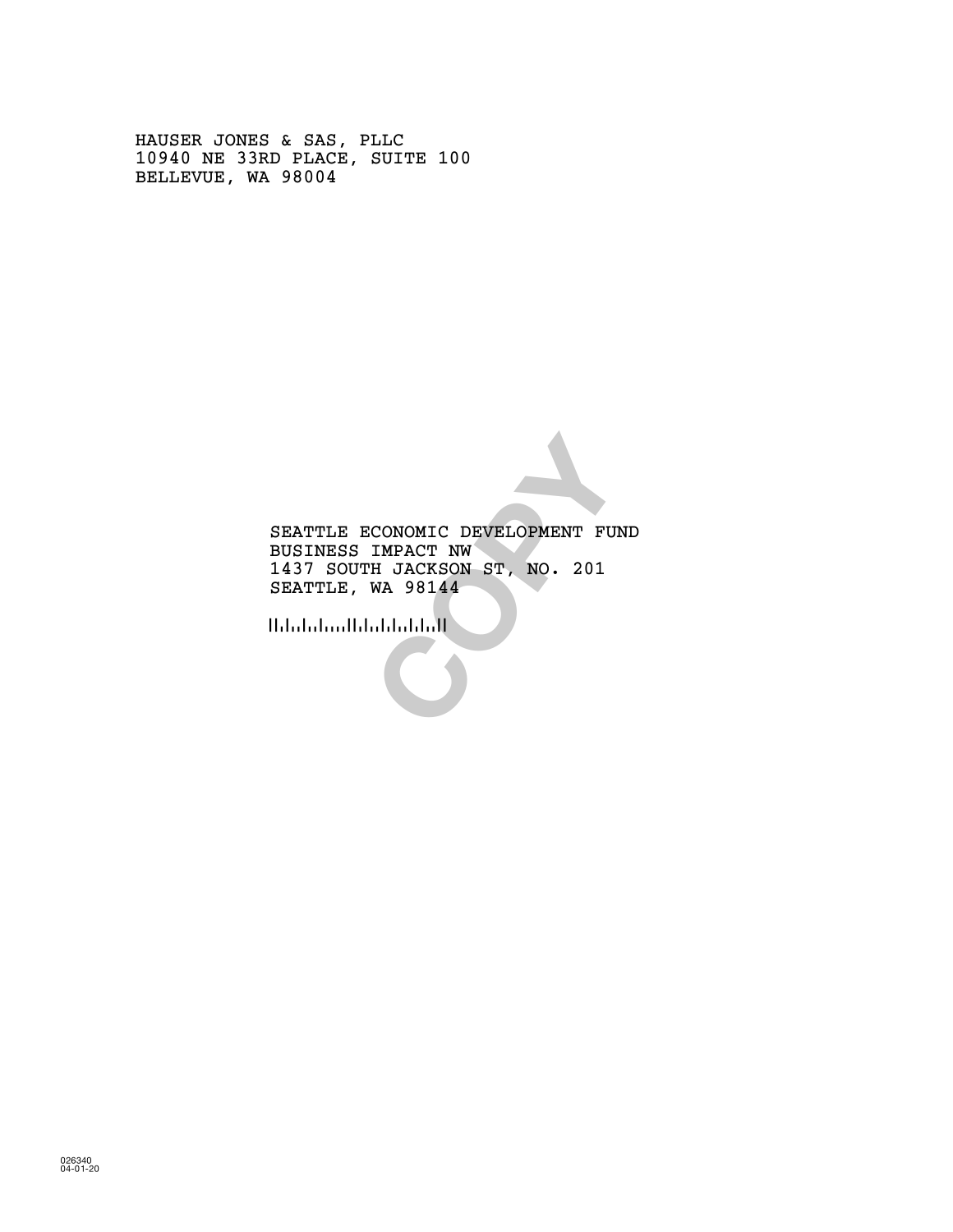HAUSER JONES & SAS, PLLC
10940 NE 33RD PLACE, SUITE 100
BELLEVUE, WA 98004

SEATTLE ECONOMIC DEVELOPMENT FUND
BUSINESS IMPACT NW
1437 SOUTH JACKSON ST, NO. 201
SEATTLE, WA 98144

COPY

026340
04-01-20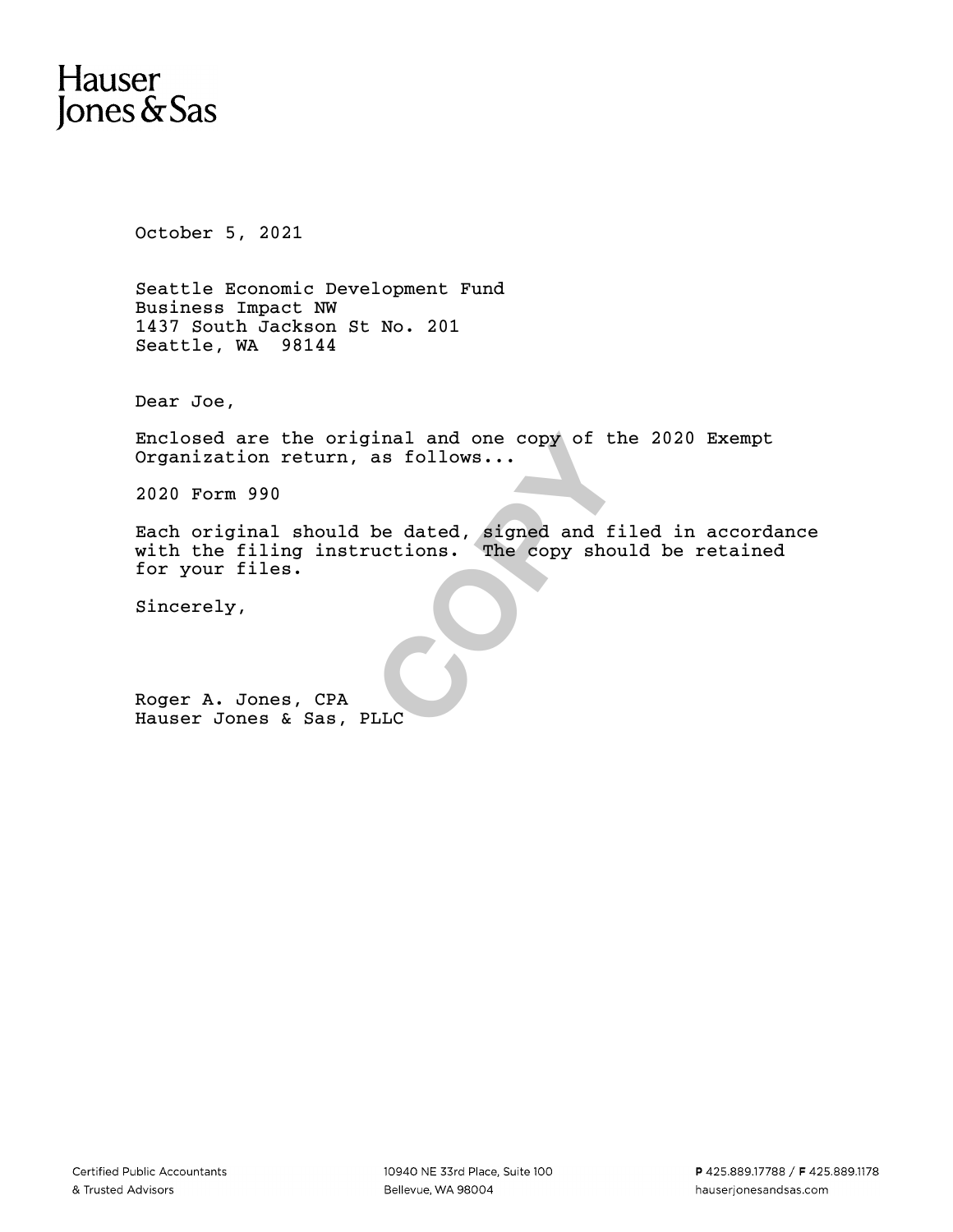Hauser
Jones & Sas

October 5, 2021

Seattle Economic Development Fund
Business Impact NW
1437 South Jackson St No. 201
Seattle, WA 98144

Dear Joe,

Enclosed are the original and one copy of the 2020 Exempt Organization return, as follows...

2020 Form 990

Each original should be dated, signed and filed in accordance with the filing instructions. The copy should be retained for your files.

Sincerely,

Roger A. Jones, CPA
Hauser Jones & Sas, PLLC

COPY

Certified Public Accountants
& Trusted Advisors

10940 NE 33rd Place, Suite 100
Bellevue, WA 98004

**P** 425.889.17788 / **F** 425.889.1178
hauserjonesandsas.com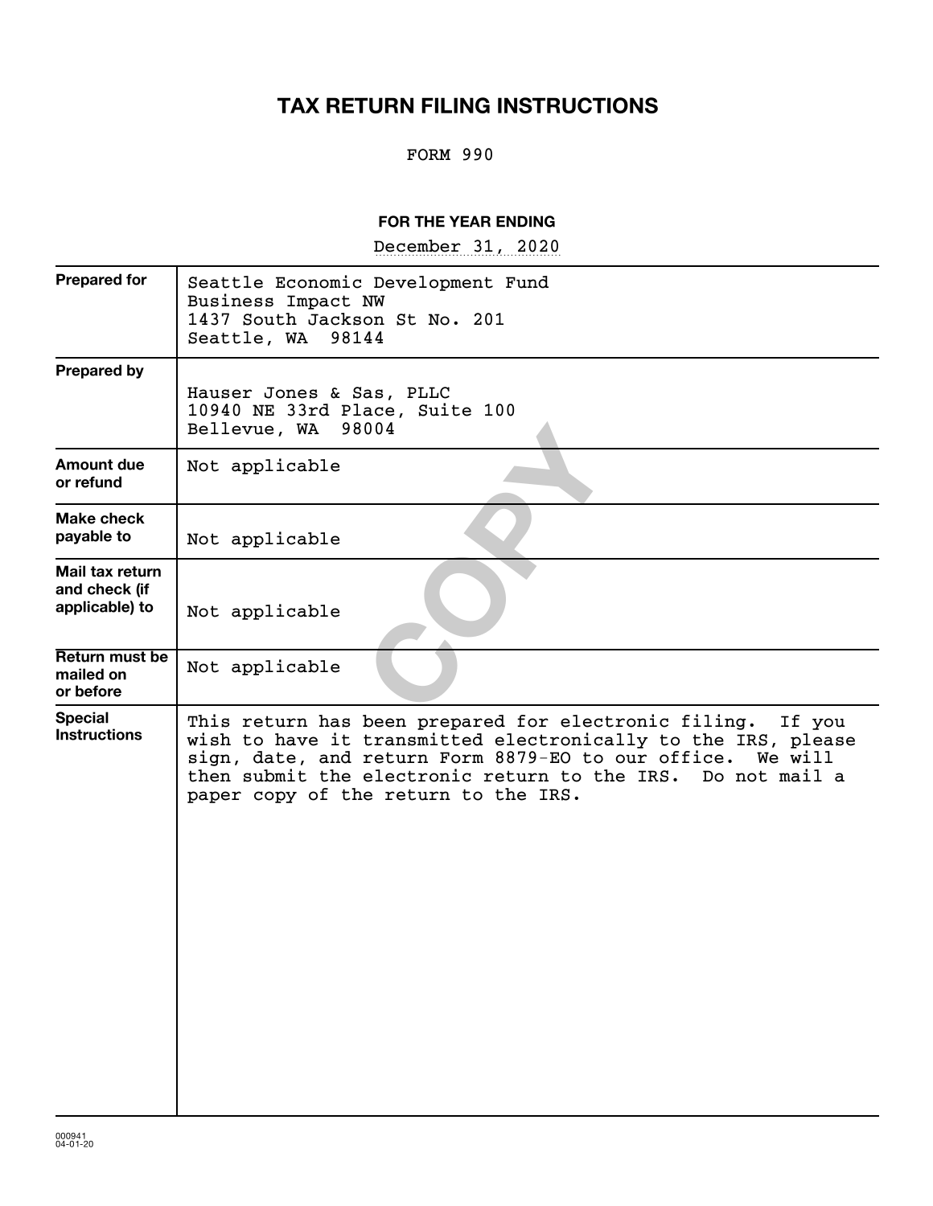# TAX RETURN FILING INSTRUCTIONS

FORM 990

**FOR THE YEAR ENDING**

December 31, 2020

| | |
|---|---|
| **Prepared for** | Seattle Economic Development Fund<br>Business Impact NW<br>1437 South Jackson St No. 201<br>Seattle, WA 98144 |
| **Prepared by** | Hauser Jones & Sas, PLLC<br>10940 NE 33rd Place, Suite 100<br>Bellevue, WA 98004 |
| **Amount due or refund** | Not applicable |
| **Make check payable to** | Not applicable |
| **Mail tax return and check (if applicable) to** | Not applicable |
| **Return must be mailed on or before** | Not applicable |
| **Special Instructions** | This return has been prepared for electronic filing. If you wish to have it transmitted electronically to the IRS, please sign, date, and return Form 8879-EO to our office. We will then submit the electronic return to the IRS. Do not mail a paper copy of the return to the IRS. |

COPY

000941
04-01-20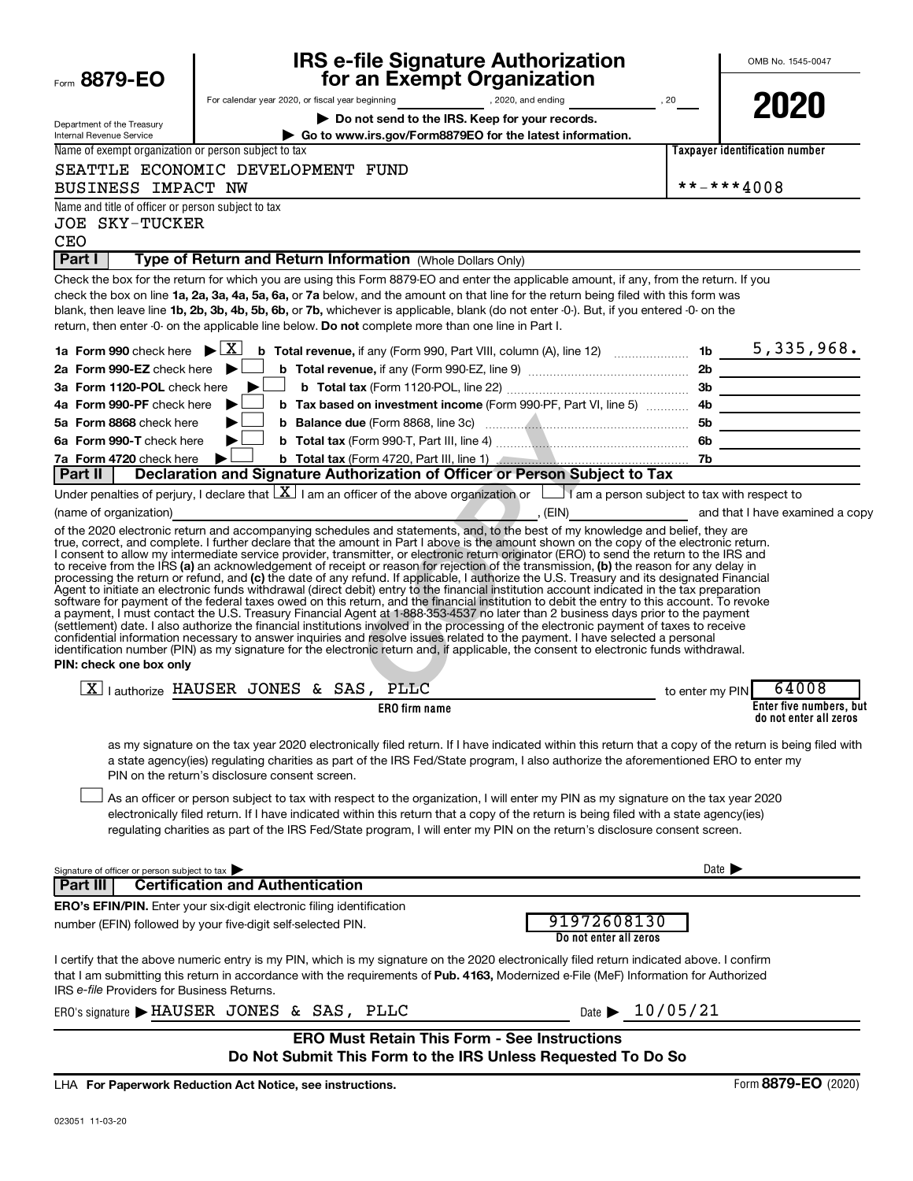Form **8879-EO**

Department of the Treasury
Internal Revenue Service

# IRS e-file Signature Authorization for an Exempt Organization

For calendar year 2020, or fiscal year beginning ____________, 2020, and ending ____________, 20____

▶ **Do not send to the IRS. Keep for your records.**

▶ **Go to www.irs.gov/Form8879EO for the latest information.**

OMB No. 1545-0047

**2020**

Name of exempt organization or person subject to tax

SEATTLE ECONOMIC DEVELOPMENT FUND
BUSINESS IMPACT NW

**Taxpayer identification number**

**-***4008

Name and title of officer or person subject to tax

JOE SKY-TUCKER
CEO

## Part I — Type of Return and Return Information (Whole Dollars Only)

Check the box for the return for which you are using this Form 8879-EO and enter the applicable amount, if any, from the return. If you check the box on line **1a, 2a, 3a, 4a, 5a, 6a,** or **7a** below, and the amount on that line for the return being filed with this form was blank, then leave line **1b, 2b, 3b, 4b, 5b, 6b,** or **7b,** whichever is applicable, blank (do not enter -0-). But, if you entered -0- on the return, then enter -0- on the applicable line below. **Do not** complete more than one line in Part I.

| | | | |
|---|---|---|---|
| **1a Form 990** check here ▶ [X] | **b Total revenue,** if any (Form 990, Part VIII, column (A), line 12) | 1b | 5,335,968. |
| **2a Form 990-EZ** check here ▶ [ ] | **b Total revenue,** if any (Form 990-EZ, line 9) | 2b | |
| **3a Form 1120-POL** check here ▶ [ ] | **b Total tax** (Form 1120-POL, line 22) | 3b | |
| **4a Form 990-PF** check here ▶ [ ] | **b Tax based on investment income** (Form 990-PF, Part VI, line 5) | 4b | |
| **5a Form 8868** check here ▶ [ ] | **b Balance due** (Form 8868, line 3c) | 5b | |
| **6a Form 990-T** check here ▶ [ ] | **b Total tax** (Form 990-T, Part III, line 4) | 6b | |
| **7a Form 4720** check here ▶ [ ] | **b Total tax** (Form 4720, Part III, line 1) | 7b | |

## Part II — Declaration and Signature Authorization of Officer or Person Subject to Tax

Under penalties of perjury, I declare that [X] I am an officer of the above organization or [ ] I am a person subject to tax with respect to (name of organization) ____________, (EIN) ____________ and that I have examined a copy of the 2020 electronic return and accompanying schedules and statements, and, to the best of my knowledge and belief, they are true, correct, and complete. I further declare that the amount in Part I above is the amount shown on the copy of the electronic return. I consent to allow my intermediate service provider, transmitter, or electronic return originator (ERO) to send the return to the IRS and to receive from the IRS **(a)** an acknowledgement of receipt or reason for rejection of the transmission, **(b)** the reason for any delay in processing the return or refund, and **(c)** the date of any refund. If applicable, I authorize the U.S. Treasury and its designated Financial Agent to initiate an electronic funds withdrawal (direct debit) entry to the financial institution account indicated in the tax preparation software for payment of the federal taxes owed on this return, and the financial institution to debit the entry to this account. To revoke a payment, I must contact the U.S. Treasury Financial Agent at 1-888-353-4537 no later than 2 business days prior to the payment (settlement) date. I also authorize the financial institutions involved in the processing of the electronic payment of taxes to receive confidential information necessary to answer inquiries and resolve issues related to the payment. I have selected a personal identification number (PIN) as my signature for the electronic return and, if applicable, the consent to electronic funds withdrawal.

**PIN: check one box only**

[X] I authorize HAUSER JONES & SAS, PLLC to enter my PIN 64008
**ERO firm name** — **Enter five numbers, but do not enter all zeros**

as my signature on the tax year 2020 electronically filed return. If I have indicated within this return that a copy of the return is being filed with a state agency(ies) regulating charities as part of the IRS Fed/State program, I also authorize the aforementioned ERO to enter my PIN on the return's disclosure consent screen.

[ ] As an officer or person subject to tax with respect to the organization, I will enter my PIN as my signature on the tax year 2020 electronically filed return. If I have indicated within this return that a copy of the return is being filed with a state agency(ies) regulating charities as part of the IRS Fed/State program, I will enter my PIN on the return's disclosure consent screen.

Signature of officer or person subject to tax ▶ ____________ Date ▶ ____________

## Part III — Certification and Authentication

**ERO's EFIN/PIN.** Enter your six-digit electronic filing identification number (EFIN) followed by your five-digit self-selected PIN.

91972608130
**Do not enter all zeros**

I certify that the above numeric entry is my PIN, which is my signature on the 2020 electronically filed return indicated above. I confirm that I am submitting this return in accordance with the requirements of **Pub. 4163,** Modernized e-File (MeF) Information for Authorized IRS *e-file* Providers for Business Returns.

ERO's signature ▶ HAUSER JONES & SAS, PLLC Date ▶ 10/05/21

**ERO Must Retain This Form - See Instructions**
**Do Not Submit This Form to the IRS Unless Requested To Do So**

LHA **For Paperwork Reduction Act Notice, see instructions.** Form **8879-EO** (2020)

023051 11-03-20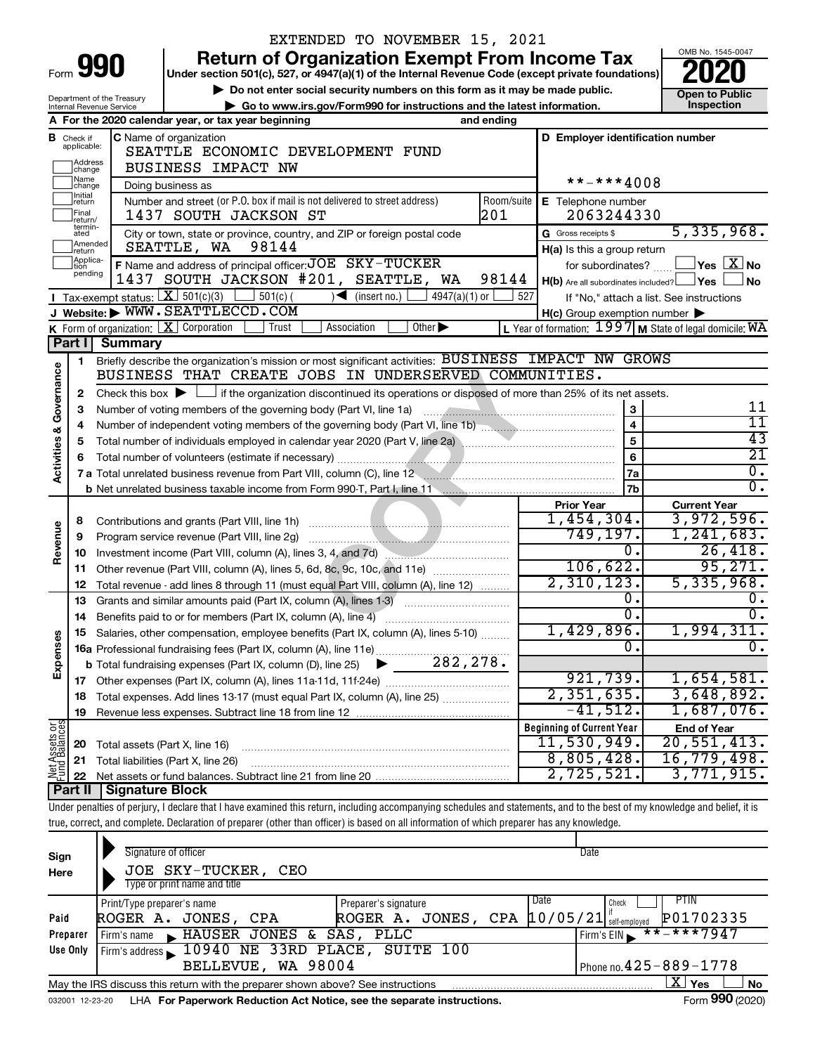EXTENDED TO NOVEMBER 15, 2021

# Form 990 — Return of Organization Exempt From Income Tax

Under section 501(c), 527, or 4947(a)(1) of the Internal Revenue Code (except private foundations)

▶ Do not enter social security numbers on this form as it may be made public.

▶ Go to www.irs.gov/Form990 for instructions and the latest information.

Department of the Treasury Internal Revenue Service

OMB No. 1545-0047

**2020**

**Open to Public Inspection**

**A** For the 2020 calendar year, or tax year beginning and ending

**B** Check if applicable: Address change, Name change, Initial return, Final return/terminated, Amended return, Application pending

**C** Name of organization: SEATTLE ECONOMIC DEVELOPMENT FUND
BUSINESS IMPACT NW

Doing business as

Number and street (or P.O. box if mail is not delivered to street address): 1437 SOUTH JACKSON ST — Room/suite: 201

City or town, state or province, country, and ZIP or foreign postal code: SEATTLE, WA 98144

**D** Employer identification number: **-***4008

**E** Telephone number: 2063244330

**G** Gross receipts $ 5,335,968.

**F** Name and address of principal officer: JOE SKY-TUCKER
1437 SOUTH JACKSON #201, SEATTLE, WA 98144

**H(a)** Is this a group return for subordinates? Yes [ ] No [X]

**H(b)** Are all subordinates included? Yes [ ] No [ ]
If "No," attach a list. See instructions

**H(c)** Group exemption number ▶

**I** Tax-exempt status: [X] 501(c)(3) [ ] 501(c) ( ) ◀ (insert no.) [ ] 4947(a)(1) or [ ] 527

**J** Website: ▶ WWW.SEATTLECCD.COM

**K** Form of organization: [X] Corporation [ ] Trust [ ] Association [ ] Other ▶

**L** Year of formation: 1997 **M** State of legal domicile: WA

## Part I Summary

**Activities & Governance**

1 Briefly describe the organization's mission or most significant activities: BUSINESS IMPACT NW GROWS BUSINESS THAT CREATE JOBS IN UNDERSERVED COMMUNITIES.

2 Check this box ▶ [ ] if the organization discontinued its operations or disposed of more than 25% of its net assets.

| | | | |
|---|---|---|---|
| 3 | Number of voting members of the governing body (Part VI, line 1a) | 3 | 11 |
| 4 | Number of independent voting members of the governing body (Part VI, line 1b) | 4 | 11 |
| 5 | Total number of individuals employed in calendar year 2020 (Part V, line 2a) | 5 | 43 |
| 6 | Total number of volunteers (estimate if necessary) | 6 | 21 |
| 7a | Total unrelated business revenue from Part VIII, column (C), line 12 | 7a | 0. |
| b | Net unrelated business taxable income from Form 990-T, Part I, line 11 | 7b | 0. |

| | | | Prior Year | Current Year |
|---|---|---|---|---|
| **Revenue** | 8 | Contributions and grants (Part VIII, line 1h) | 1,454,304. | 3,972,596. |
| | 9 | Program service revenue (Part VIII, line 2g) | 749,197. | 1,241,683. |
| | 10 | Investment income (Part VIII, column (A), lines 3, 4, and 7d) | 0. | 26,418. |
| | 11 | Other revenue (Part VIII, column (A), lines 5, 6d, 8c, 9c, 10c, and 11e) | 106,622. | 95,271. |
| | 12 | Total revenue - add lines 8 through 11 (must equal Part VIII, column (A), line 12) | 2,310,123. | 5,335,968. |
| **Expenses** | 13 | Grants and similar amounts paid (Part IX, column (A), lines 1-3) | 0. | 0. |
| | 14 | Benefits paid to or for members (Part IX, column (A), line 4) | 0. | 0. |
| | 15 | Salaries, other compensation, employee benefits (Part IX, column (A), lines 5-10) | 1,429,896. | 1,994,311. |
| | 16a | Professional fundraising fees (Part IX, column (A), line 11e) | 0. | 0. |
| | b | Total fundraising expenses (Part IX, column (D), line 25) ▶ 282,278. | | |
| | 17 | Other expenses (Part IX, column (A), lines 11a-11d, 11f-24e) | 921,739. | 1,654,581. |
| | 18 | Total expenses. Add lines 13-17 (must equal Part IX, column (A), line 25) | 2,351,635. | 3,648,892. |
| | 19 | Revenue less expenses. Subtract line 18 from line 12 | -41,512. | 1,687,076. |

| | | | Beginning of Current Year | End of Year |
|---|---|---|---|---|
| **Net Assets or Fund Balances** | 20 | Total assets (Part X, line 16) | 11,530,949. | 20,551,413. |
| | 21 | Total liabilities (Part X, line 26) | 8,805,428. | 16,779,498. |
| | 22 | Net assets or fund balances. Subtract line 21 from line 20 | 2,725,521. | 3,771,915. |

## Part II Signature Block

Under penalties of perjury, I declare that I have examined this return, including accompanying schedules and statements, and to the best of my knowledge and belief, it is true, correct, and complete. Declaration of preparer (other than officer) is based on all information of which preparer has any knowledge.

**Sign Here**

Signature of officer — Date

JOE SKY-TUCKER, CEO
Type or print name and title

**Paid Preparer Use Only**

| Print/Type preparer's name | Preparer's signature | Date | Check if self-employed | PTIN |
|---|---|---|---|---|
| ROGER A. JONES, CPA | ROGER A. JONES, CPA | 10/05/21 | | P01702335 |

Firm's name ▶ HAUSER JONES & SAS, PLLC — Firm's EIN ▶ **-***7947

Firm's address ▶ 10940 NE 33RD PLACE, SUITE 100
BELLEVUE, WA 98004 — Phone no. 425-889-1778

May the IRS discuss this return with the preparer shown above? See instructions [X] Yes [ ] No

032001 12-23-20 LHA For Paperwork Reduction Act Notice, see the separate instructions. Form **990** (2020)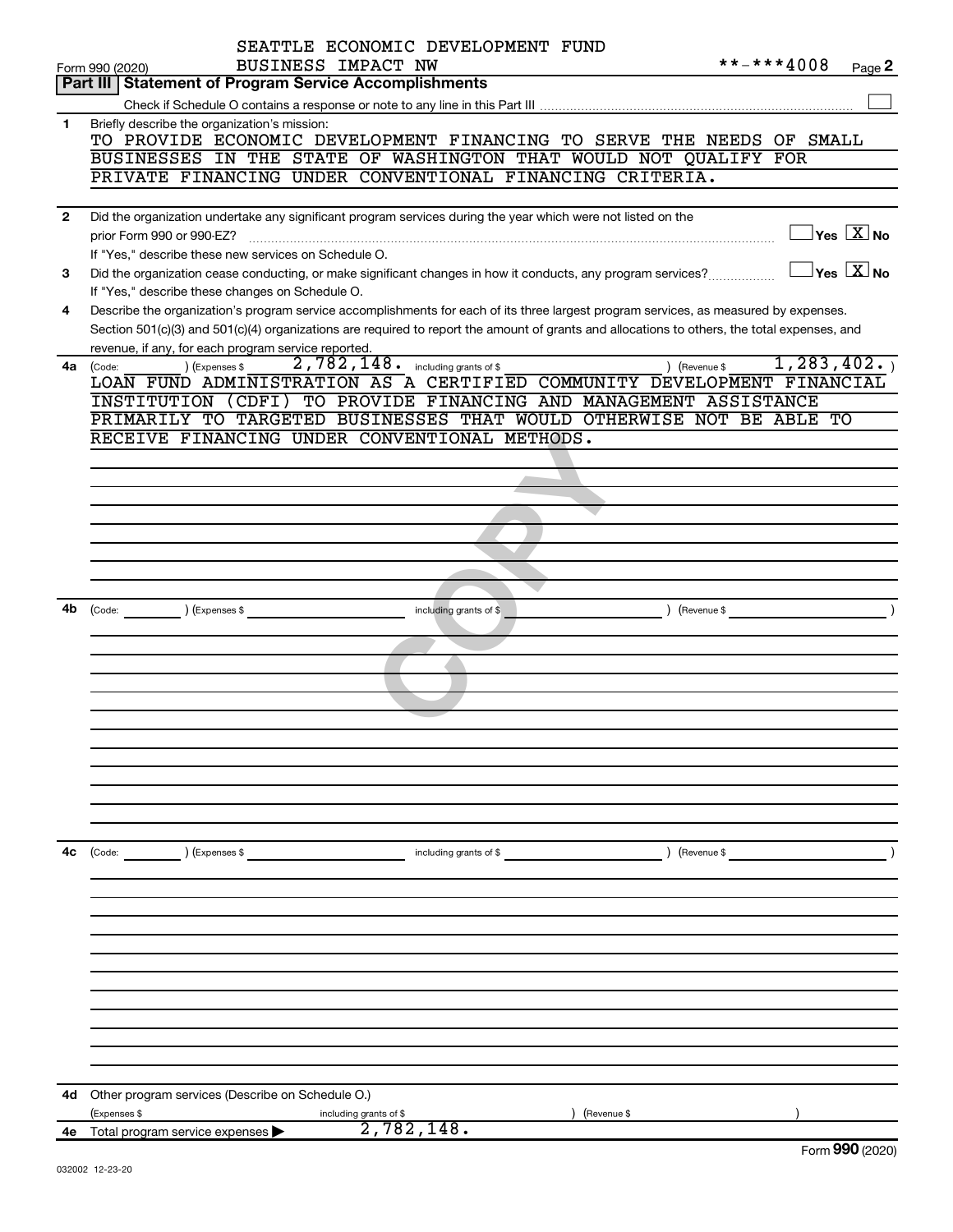SEATTLE ECONOMIC DEVELOPMENT FUND
BUSINESS IMPACT NW **-***4008

Form 990 (2020) Page 2

## Part III | Statement of Program Service Accomplishments

Check if Schedule O contains a response or note to any line in this Part III ☐

**1** Briefly describe the organization's mission:
TO PROVIDE ECONOMIC DEVELOPMENT FINANCING TO SERVE THE NEEDS OF SMALL BUSINESSES IN THE STATE OF WASHINGTON THAT WOULD NOT QUALIFY FOR PRIVATE FINANCING UNDER CONVENTIONAL FINANCING CRITERIA.

**2** Did the organization undertake any significant program services during the year which were not listed on the prior Form 990 or 990-EZ? ☐ Yes ☒ No
If "Yes," describe these new services on Schedule O.

**3** Did the organization cease conducting, or make significant changes in how it conducts, any program services? ☐ Yes ☒ No
If "Yes," describe these changes on Schedule O.

**4** Describe the organization's program service accomplishments for each of its three largest program services, as measured by expenses. Section 501(c)(3) and 501(c)(4) organizations are required to report the amount of grants and allocations to others, the total expenses, and revenue, if any, for each program service reported.

**4a** (Code: ) (Expenses $ 2,782,148. including grants of $ ) (Revenue $ 1,283,402. )
LOAN FUND ADMINISTRATION AS A CERTIFIED COMMUNITY DEVELOPMENT FINANCIAL INSTITUTION (CDFI) TO PROVIDE FINANCING AND MANAGEMENT ASSISTANCE PRIMARILY TO TARGETED BUSINESSES THAT WOULD OTHERWISE NOT BE ABLE TO RECEIVE FINANCING UNDER CONVENTIONAL METHODS.

**4b** (Code: ) (Expenses $ including grants of $ ) (Revenue $ )

**4c** (Code: ) (Expenses $ including grants of $ ) (Revenue $ )

**4d** Other program services (Describe on Schedule O.)
(Expenses $ including grants of $ ) (Revenue $ )

**4e** Total program service expenses ▶ 2,782,148.

Form **990** (2020)

032002 12-23-20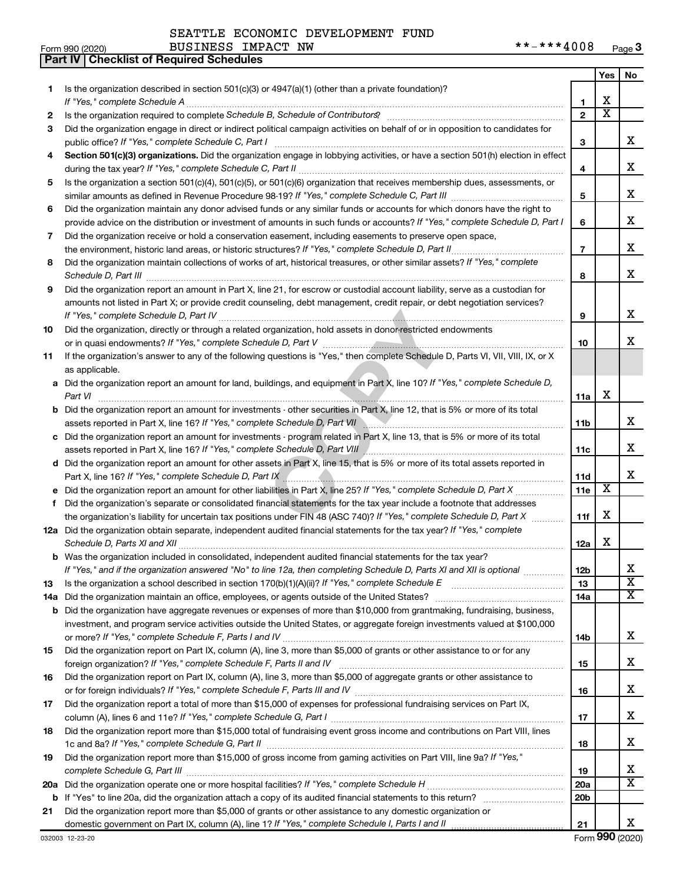SEATTLE ECONOMIC DEVELOPMENT FUND

Form 990 (2020) BUSINESS IMPACT NW **-***4008 Page 3

## Part IV Checklist of Required Schedules

| | | | Yes | No |
|---|---|---|---|---|
| 1 | Is the organization described in section 501(c)(3) or 4947(a)(1) (other than a private foundation)? *If "Yes," complete Schedule A* | 1 | X | |
| 2 | Is the organization required to complete *Schedule B, Schedule of Contributors*? | 2 | X | |
| 3 | Did the organization engage in direct or indirect political campaign activities on behalf of or in opposition to candidates for public office? *If "Yes," complete Schedule C, Part I* | 3 | | X |
| 4 | **Section 501(c)(3) organizations.** Did the organization engage in lobbying activities, or have a section 501(h) election in effect during the tax year? *If "Yes," complete Schedule C, Part II* | 4 | | X |
| 5 | Is the organization a section 501(c)(4), 501(c)(5), or 501(c)(6) organization that receives membership dues, assessments, or similar amounts as defined in Revenue Procedure 98-19? *If "Yes," complete Schedule C, Part III* | 5 | | X |
| 6 | Did the organization maintain any donor advised funds or any similar funds or accounts for which donors have the right to provide advice on the distribution or investment of amounts in such funds or accounts? *If "Yes," complete Schedule D, Part I* | 6 | | X |
| 7 | Did the organization receive or hold a conservation easement, including easements to preserve open space, the environment, historic land areas, or historic structures? *If "Yes," complete Schedule D, Part II* | 7 | | X |
| 8 | Did the organization maintain collections of works of art, historical treasures, or other similar assets? *If "Yes," complete Schedule D, Part III* | 8 | | X |
| 9 | Did the organization report an amount in Part X, line 21, for escrow or custodial account liability, serve as a custodian for amounts not listed in Part X; or provide credit counseling, debt management, credit repair, or debt negotiation services? *If "Yes," complete Schedule D, Part IV* | 9 | | X |
| 10 | Did the organization, directly or through a related organization, hold assets in donor-restricted endowments or in quasi endowments? *If "Yes," complete Schedule D, Part V* | 10 | | X |
| 11 | If the organization's answer to any of the following questions is "Yes," then complete Schedule D, Parts VI, VII, VIII, IX, or X as applicable. | | | |
| a | Did the organization report an amount for land, buildings, and equipment in Part X, line 10? *If "Yes," complete Schedule D, Part VI* | 11a | X | |
| b | Did the organization report an amount for investments - other securities in Part X, line 12, that is 5% or more of its total assets reported in Part X, line 16? *If "Yes," complete Schedule D, Part VII* | 11b | | X |
| c | Did the organization report an amount for investments - program related in Part X, line 13, that is 5% or more of its total assets reported in Part X, line 16? *If "Yes," complete Schedule D, Part VIII* | 11c | | X |
| d | Did the organization report an amount for other assets in Part X, line 15, that is 5% or more of its total assets reported in Part X, line 16? *If "Yes," complete Schedule D, Part IX* | 11d | | X |
| e | Did the organization report an amount for other liabilities in Part X, line 25? *If "Yes," complete Schedule D, Part X* | 11e | X | |
| f | Did the organization's separate or consolidated financial statements for the tax year include a footnote that addresses the organization's liability for uncertain tax positions under FIN 48 (ASC 740)? *If "Yes," complete Schedule D, Part X* | 11f | X | |
| 12a | Did the organization obtain separate, independent audited financial statements for the tax year? *If "Yes," complete Schedule D, Parts XI and XII* | 12a | X | |
| b | Was the organization included in consolidated, independent audited financial statements for the tax year? *If "Yes," and if the organization answered "No" to line 12a, then completing Schedule D, Parts XI and XII is optional* | 12b | | X |
| 13 | Is the organization a school described in section 170(b)(1)(A)(ii)? *If "Yes," complete Schedule E* | 13 | | X |
| 14a | Did the organization maintain an office, employees, or agents outside of the United States? | 14a | | X |
| b | Did the organization have aggregate revenues or expenses of more than $10,000 from grantmaking, fundraising, business, investment, and program service activities outside the United States, or aggregate foreign investments valued at $100,000 or more? *If "Yes," complete Schedule F, Parts I and IV* | 14b | | X |
| 15 | Did the organization report on Part IX, column (A), line 3, more than $5,000 of grants or other assistance to or for any foreign organization? *If "Yes," complete Schedule F, Parts II and IV* | 15 | | X |
| 16 | Did the organization report on Part IX, column (A), line 3, more than $5,000 of aggregate grants or other assistance to or for foreign individuals? *If "Yes," complete Schedule F, Parts III and IV* | 16 | | X |
| 17 | Did the organization report a total of more than $15,000 of expenses for professional fundraising services on Part IX, column (A), lines 6 and 11e? *If "Yes," complete Schedule G, Part I* | 17 | | X |
| 18 | Did the organization report more than $15,000 total of fundraising event gross income and contributions on Part VIII, lines 1c and 8a? *If "Yes," complete Schedule G, Part II* | 18 | | X |
| 19 | Did the organization report more than $15,000 of gross income from gaming activities on Part VIII, line 9a? *If "Yes," complete Schedule G, Part III* | 19 | | X |
| 20a | Did the organization operate one or more hospital facilities? *If "Yes," complete Schedule H* | 20a | | X |
| b | If "Yes" to line 20a, did the organization attach a copy of its audited financial statements to this return? | 20b | | |
| 21 | Did the organization report more than $5,000 of grants or other assistance to any domestic organization or domestic government on Part IX, column (A), line 1? *If "Yes," complete Schedule I, Parts I and II* | 21 | | X |

032003 12-23-20

Form 990 (2020)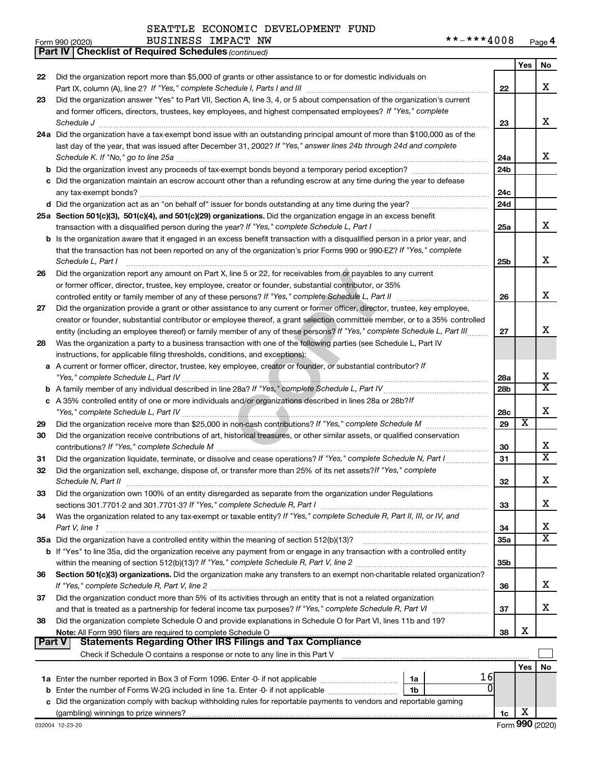SEATTLE ECONOMIC DEVELOPMENT FUND
BUSINESS IMPACT NW **-***4008

Form 990 (2020) Page 4

**Part IV | Checklist of Required Schedules** *(continued)*

| | | | Yes | No |
|---|---|---|---|---|
| 22 | Did the organization report more than $5,000 of grants or other assistance to or for domestic individuals on Part IX, column (A), line 2? *If "Yes," complete Schedule I, Parts I and III* | 22 | | X |
| 23 | Did the organization answer "Yes" to Part VII, Section A, line 3, 4, or 5 about compensation of the organization's current and former officers, directors, trustees, key employees, and highest compensated employees? *If "Yes," complete Schedule J* | 23 | | X |
| 24a | Did the organization have a tax-exempt bond issue with an outstanding principal amount of more than $100,000 as of the last day of the year, that was issued after December 31, 2002? *If "Yes," answer lines 24b through 24d and complete Schedule K. If "No," go to line 25a* | 24a | | X |
| b | Did the organization invest any proceeds of tax-exempt bonds beyond a temporary period exception? | 24b | | |
| c | Did the organization maintain an escrow account other than a refunding escrow at any time during the year to defease any tax-exempt bonds? | 24c | | |
| d | Did the organization act as an "on behalf of" issuer for bonds outstanding at any time during the year? | 24d | | |
| 25a | **Section 501(c)(3), 501(c)(4), and 501(c)(29) organizations.** Did the organization engage in an excess benefit transaction with a disqualified person during the year? *If "Yes," complete Schedule L, Part I* | 25a | | X |
| b | Is the organization aware that it engaged in an excess benefit transaction with a disqualified person in a prior year, and that the transaction has not been reported on any of the organization's prior Forms 990 or 990-EZ? *If "Yes," complete Schedule L, Part I* | 25b | | X |
| 26 | Did the organization report any amount on Part X, line 5 or 22, for receivables from or payables to any current or former officer, director, trustee, key employee, creator or founder, substantial contributor, or 35% controlled entity or family member of any of these persons? *If "Yes," complete Schedule L, Part II* | 26 | | X |
| 27 | Did the organization provide a grant or other assistance to any current or former officer, director, trustee, key employee, creator or founder, substantial contributor or employee thereof, a grant selection committee member, or to a 35% controlled entity (including an employee thereof) or family member of any of these persons? *If "Yes," complete Schedule L, Part III* | 27 | | X |
| 28 | Was the organization a party to a business transaction with one of the following parties (see Schedule L, Part IV instructions, for applicable filing thresholds, conditions, and exceptions): | | | |
| a | A current or former officer, director, trustee, key employee, creator or founder, or substantial contributor? *If "Yes," complete Schedule L, Part IV* | 28a | | X |
| b | A family member of any individual described in line 28a? *If "Yes," complete Schedule L, Part IV* | 28b | | X |
| c | A 35% controlled entity of one or more individuals and/or organizations described in lines 28a or 28b? *If "Yes," complete Schedule L, Part IV* | 28c | | X |
| 29 | Did the organization receive more than $25,000 in non-cash contributions? *If "Yes," complete Schedule M* | 29 | X | |
| 30 | Did the organization receive contributions of art, historical treasures, or other similar assets, or qualified conservation contributions? *If "Yes," complete Schedule M* | 30 | | X |
| 31 | Did the organization liquidate, terminate, or dissolve and cease operations? *If "Yes," complete Schedule N, Part I* | 31 | | X |
| 32 | Did the organization sell, exchange, dispose of, or transfer more than 25% of its net assets? *If "Yes," complete Schedule N, Part II* | 32 | | X |
| 33 | Did the organization own 100% of an entity disregarded as separate from the organization under Regulations sections 301.7701-2 and 301.7701-3? *If "Yes," complete Schedule R, Part I* | 33 | | X |
| 34 | Was the organization related to any tax-exempt or taxable entity? *If "Yes," complete Schedule R, Part II, III, or IV, and Part V, line 1* | 34 | | X |
| 35a | Did the organization have a controlled entity within the meaning of section 512(b)(13)? | 35a | | X |
| b | If "Yes" to line 35a, did the organization receive any payment from or engage in any transaction with a controlled entity within the meaning of section 512(b)(13)? *If "Yes," complete Schedule R, Part V, line 2* | 35b | | |
| 36 | **Section 501(c)(3) organizations.** Did the organization make any transfers to an exempt non-charitable related organization? *If "Yes," complete Schedule R, Part V, line 2* | 36 | | X |
| 37 | Did the organization conduct more than 5% of its activities through an entity that is not a related organization and that is treated as a partnership for federal income tax purposes? *If "Yes," complete Schedule R, Part VI* | 37 | | X |
| 38 | Did the organization complete Schedule O and provide explanations in Schedule O for Part VI, lines 11b and 19? **Note:** All Form 990 filers are required to complete Schedule O | 38 | X | |

**Part V | Statements Regarding Other IRS Filings and Tax Compliance**

Check if Schedule O contains a response or note to any line in this Part V

| | | | | | Yes | No |
|---|---|---|---|---|---|---|
| 1a | Enter the number reported in Box 3 of Form 1096. Enter -0- if not applicable | 1a | 16 | | | |
| b | Enter the number of Forms W-2G included in line 1a. Enter -0- if not applicable | 1b | 0 | | | |
| c | Did the organization comply with backup withholding rules for reportable payments to vendors and reportable gaming (gambling) winnings to prize winners? | | | 1c | X | |

032004 12-23-20 Form **990** (2020)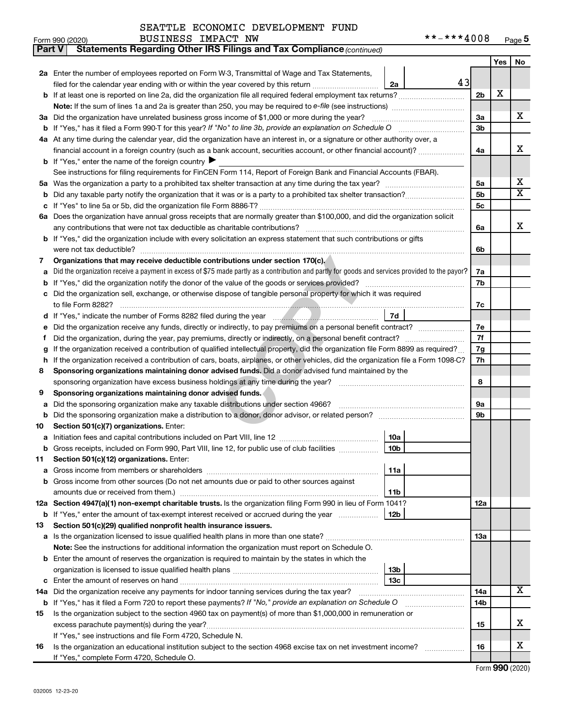SEATTLE ECONOMIC DEVELOPMENT FUND
BUSINESS IMPACT NW

Form 990 (2020) **-***4008

**Part V Statements Regarding Other IRS Filings and Tax Compliance** *(continued)*

| | | | | | Yes | No |
|---|---|---|---|---|---|---|
| **2a** | Enter the number of employees reported on Form W-3, Transmittal of Wage and Tax Statements, filed for the calendar year ending with or within the year covered by this return | 2a | 43 | | | |
| **b** | If at least one is reported on line 2a, did the organization file all required federal employment tax returns? | | | 2b | X | |
| | **Note:** If the sum of lines 1a and 2a is greater than 250, you may be required to *e-file* (see instructions) | | | | | |
| **3a** | Did the organization have unrelated business gross income of $1,000 or more during the year? | | | 3a | | X |
| **b** | If "Yes," has it filed a Form 990-T for this year? *If "No" to line 3b, provide an explanation on Schedule O* | | | 3b | | |
| **4a** | At any time during the calendar year, did the organization have an interest in, or a signature or other authority over, a financial account in a foreign country (such as a bank account, securities account, or other financial account)? | | | 4a | | X |
| **b** | If "Yes," enter the name of the foreign country ▶ | | | | | |
| | See instructions for filing requirements for FinCEN Form 114, Report of Foreign Bank and Financial Accounts (FBAR). | | | | | |
| **5a** | Was the organization a party to a prohibited tax shelter transaction at any time during the tax year? | | | 5a | | X |
| **b** | Did any taxable party notify the organization that it was or is a party to a prohibited tax shelter transaction? | | | 5b | | X |
| **c** | If "Yes" to line 5a or 5b, did the organization file Form 8886-T? | | | 5c | | |
| **6a** | Does the organization have annual gross receipts that are normally greater than $100,000, and did the organization solicit any contributions that were not tax deductible as charitable contributions? | | | 6a | | X |
| **b** | If "Yes," did the organization include with every solicitation an express statement that such contributions or gifts were not tax deductible? | | | 6b | | |
| **7** | **Organizations that may receive deductible contributions under section 170(c).** | | | | | |
| **a** | Did the organization receive a payment in excess of $75 made partly as a contribution and partly for goods and services provided to the payor? | | | 7a | | |
| **b** | If "Yes," did the organization notify the donor of the value of the goods or services provided? | | | 7b | | |
| **c** | Did the organization sell, exchange, or otherwise dispose of tangible personal property for which it was required to file Form 8282? | | | 7c | | |
| **d** | If "Yes," indicate the number of Forms 8282 filed during the year | 7d | | | | |
| **e** | Did the organization receive any funds, directly or indirectly, to pay premiums on a personal benefit contract? | | | 7e | | |
| **f** | Did the organization, during the year, pay premiums, directly or indirectly, on a personal benefit contract? | | | 7f | | |
| **g** | If the organization received a contribution of qualified intellectual property, did the organization file Form 8899 as required? | | | 7g | | |
| **h** | If the organization received a contribution of cars, boats, airplanes, or other vehicles, did the organization file a Form 1098-C? | | | 7h | | |
| **8** | **Sponsoring organizations maintaining donor advised funds.** Did a donor advised fund maintained by the sponsoring organization have excess business holdings at any time during the year? | | | 8 | | |
| **9** | **Sponsoring organizations maintaining donor advised funds.** | | | | | |
| **a** | Did the sponsoring organization make any taxable distributions under section 4966? | | | 9a | | |
| **b** | Did the sponsoring organization make a distribution to a donor, donor advisor, or related person? | | | 9b | | |
| **10** | **Section 501(c)(7) organizations.** Enter: | | | | | |
| **a** | Initiation fees and capital contributions included on Part VIII, line 12 | 10a | | | | |
| **b** | Gross receipts, included on Form 990, Part VIII, line 12, for public use of club facilities | 10b | | | | |
| **11** | **Section 501(c)(12) organizations.** Enter: | | | | | |
| **a** | Gross income from members or shareholders | 11a | | | | |
| **b** | Gross income from other sources (Do not net amounts due or paid to other sources against amounts due or received from them.) | 11b | | | | |
| **12a** | **Section 4947(a)(1) non-exempt charitable trusts.** Is the organization filing Form 990 in lieu of Form 1041? | | | 12a | | |
| **b** | If "Yes," enter the amount of tax-exempt interest received or accrued during the year | 12b | | | | |
| **13** | **Section 501(c)(29) qualified nonprofit health insurance issuers.** | | | | | |
| **a** | Is the organization licensed to issue qualified health plans in more than one state? | | | 13a | | |
| | **Note:** See the instructions for additional information the organization must report on Schedule O. | | | | | |
| **b** | Enter the amount of reserves the organization is required to maintain by the states in which the organization is licensed to issue qualified health plans | 13b | | | | |
| **c** | Enter the amount of reserves on hand | 13c | | | | |
| **14a** | Did the organization receive any payments for indoor tanning services during the tax year? | | | 14a | | X |
| **b** | If "Yes," has it filed a Form 720 to report these payments? *If "No," provide an explanation on Schedule O* | | | 14b | | |
| **15** | Is the organization subject to the section 4960 tax on payment(s) of more than $1,000,000 in remuneration or excess parachute payment(s) during the year? | | | 15 | | X |
| | If "Yes," see instructions and file Form 4720, Schedule N. | | | | | |
| **16** | Is the organization an educational institution subject to the section 4968 excise tax on net investment income? | | | 16 | | X |
| | If "Yes," complete Form 4720, Schedule O. | | | | | |

Form **990** (2020)

032005 12-23-20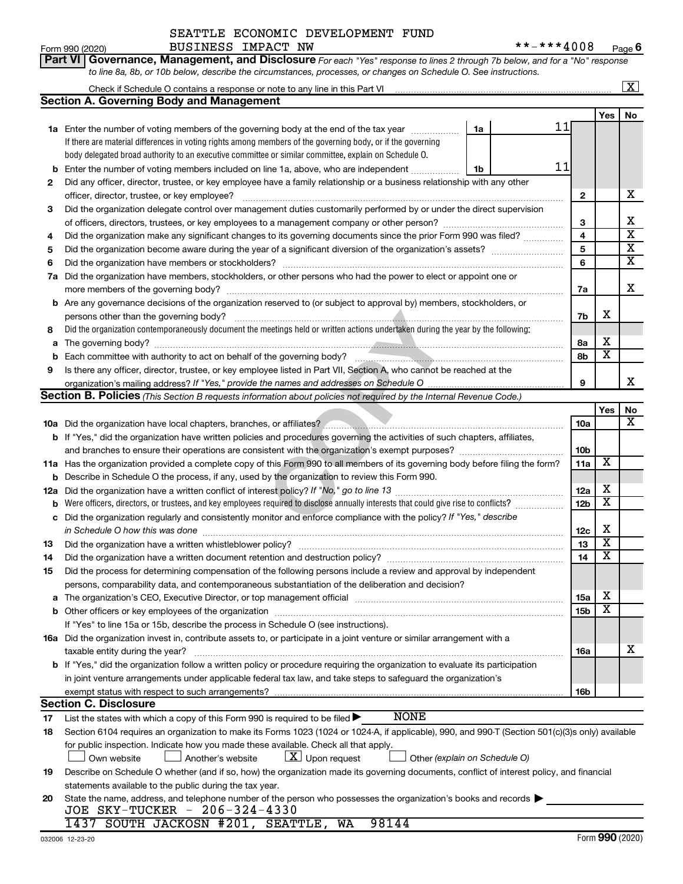SEATTLE ECONOMIC DEVELOPMENT FUND
Form 990 (2020) BUSINESS IMPACT NW **-***4008 Page 6

**Part VI Governance, Management, and Disclosure** *For each "Yes" response to lines 2 through 7b below, and for a "No" response to line 8a, 8b, or 10b below, describe the circumstances, processes, or changes on Schedule O. See instructions.*

Check if Schedule O contains a response or note to any line in this Part VI [X]

## Section A. Governing Body and Management

| | | | | Yes | No |
|---|---|---|---|---|---|
| **1a** | Enter the number of voting members of the governing body at the end of the tax year — **1a** 11 | | | | |
| | If there are material differences in voting rights among members of the governing body, or if the governing body delegated broad authority to an executive committee or similar committee, explain on Schedule O. | | | | |
| **b** | Enter the number of voting members included on line 1a, above, who are independent — **1b** 11 | | | | |
| **2** | Did any officer, director, trustee, or key employee have a family relationship or a business relationship with any other officer, director, trustee, or key employee? | **2** | | | X |
| **3** | Did the organization delegate control over management duties customarily performed by or under the direct supervision of officers, directors, trustees, or key employees to a management company or other person? | **3** | | | X |
| **4** | Did the organization make any significant changes to its governing documents since the prior Form 990 was filed? | **4** | | | X |
| **5** | Did the organization become aware during the year of a significant diversion of the organization's assets? | **5** | | | X |
| **6** | Did the organization have members or stockholders? | **6** | | | X |
| **7a** | Did the organization have members, stockholders, or other persons who had the power to elect or appoint one or more members of the governing body? | **7a** | | | X |
| **b** | Are any governance decisions of the organization reserved to (or subject to approval by) members, stockholders, or persons other than the governing body? | **7b** | | X | |
| **8** | Did the organization contemporaneously document the meetings held or written actions undertaken during the year by the following: | | | | |
| **a** | The governing body? | **8a** | | X | |
| **b** | Each committee with authority to act on behalf of the governing body? | **8b** | | X | |
| **9** | Is there any officer, director, trustee, or key employee listed in Part VII, Section A, who cannot be reached at the organization's mailing address? *If "Yes," provide the names and addresses on Schedule O* | **9** | | | X |

## Section B. Policies *(This Section B requests information about policies not required by the Internal Revenue Code.)*

| | | | Yes | No |
|---|---|---|---|---|
| **10a** | Did the organization have local chapters, branches, or affiliates? | **10a** | | X |
| **b** | If "Yes," did the organization have written policies and procedures governing the activities of such chapters, affiliates, and branches to ensure their operations are consistent with the organization's exempt purposes? | **10b** | | |
| **11a** | Has the organization provided a complete copy of this Form 990 to all members of its governing body before filing the form? | **11a** | X | |
| **b** | Describe in Schedule O the process, if any, used by the organization to review this Form 990. | | | |
| **12a** | Did the organization have a written conflict of interest policy? *If "No," go to line 13* | **12a** | X | |
| **b** | Were officers, directors, or trustees, and key employees required to disclose annually interests that could give rise to conflicts? | **12b** | X | |
| **c** | Did the organization regularly and consistently monitor and enforce compliance with the policy? *If "Yes," describe in Schedule O how this was done* | **12c** | X | |
| **13** | Did the organization have a written whistleblower policy? | **13** | X | |
| **14** | Did the organization have a written document retention and destruction policy? | **14** | X | |
| **15** | Did the process for determining compensation of the following persons include a review and approval by independent persons, comparability data, and contemporaneous substantiation of the deliberation and decision? | | | |
| **a** | The organization's CEO, Executive Director, or top management official | **15a** | X | |
| **b** | Other officers or key employees of the organization | **15b** | X | |
| | If "Yes" to line 15a or 15b, describe the process in Schedule O (see instructions). | | | |
| **16a** | Did the organization invest in, contribute assets to, or participate in a joint venture or similar arrangement with a taxable entity during the year? | **16a** | | X |
| **b** | If "Yes," did the organization follow a written policy or procedure requiring the organization to evaluate its participation in joint venture arrangements under applicable federal tax law, and take steps to safeguard the organization's exempt status with respect to such arrangements? | **16b** | | |

## Section C. Disclosure

**17** List the states with which a copy of this Form 990 is required to be filed ▶ NONE

**18** Section 6104 requires an organization to make its Forms 1023 (1024 or 1024-A, if applicable), 990, and 990-T (Section 501(c)(3)s only) available for public inspection. Indicate how you made these available. Check all that apply.

[ ] Own website [ ] Another's website [X] Upon request [ ] Other *(explain on Schedule O)*

**19** Describe on Schedule O whether (and if so, how) the organization made its governing documents, conflict of interest policy, and financial statements available to the public during the tax year.

**20** State the name, address, and telephone number of the person who possesses the organization's books and records ▶

JOE SKY-TUCKER - 206-324-4330
1437 SOUTH JACKOSN #201, SEATTLE, WA 98144

032006 12-23-20 Form **990** (2020)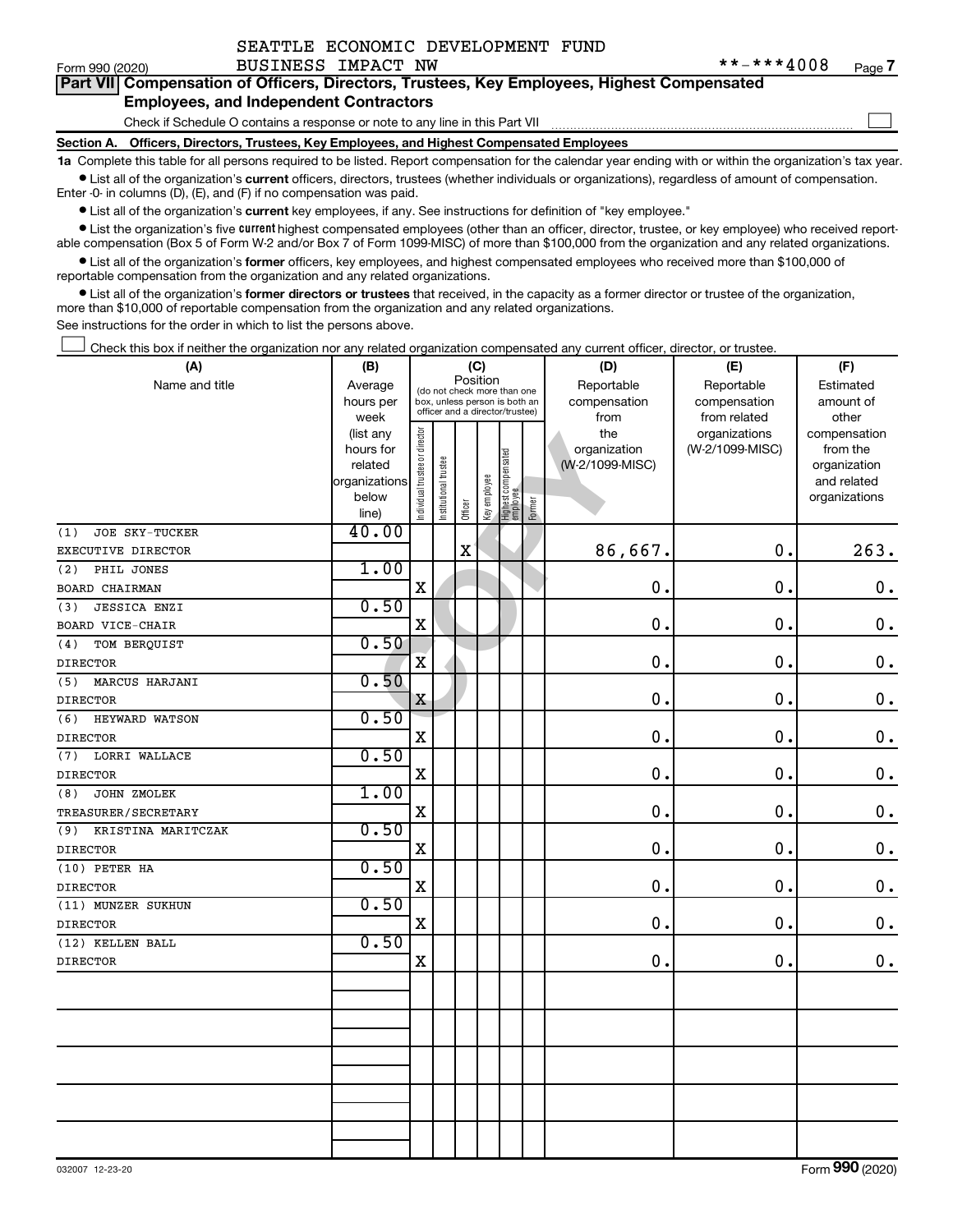SEATTLE ECONOMIC DEVELOPMENT FUND
Form 990 (2020) BUSINESS IMPACT NW **-***4008 Page 7

**Part VII Compensation of Officers, Directors, Trustees, Key Employees, Highest Compensated Employees, and Independent Contractors**

Check if Schedule O contains a response or note to any line in this Part VII

**Section A. Officers, Directors, Trustees, Key Employees, and Highest Compensated Employees**

**1a** Complete this table for all persons required to be listed. Report compensation for the calendar year ending with or within the organization's tax year.

- List all of the organization's **current** officers, directors, trustees (whether individuals or organizations), regardless of amount of compensation. Enter -0- in columns (D), (E), and (F) if no compensation was paid.
- List all of the organization's **current** key employees, if any. See instructions for definition of "key employee."
- List the organization's five **current** highest compensated employees (other than an officer, director, trustee, or key employee) who received reportable compensation (Box 5 of Form W-2 and/or Box 7 of Form 1099-MISC) of more than $100,000 from the organization and any related organizations.
- List all of the organization's **former** officers, key employees, and highest compensated employees who received more than $100,000 of reportable compensation from the organization and any related organizations.
- List all of the organization's **former directors or trustees** that received, in the capacity as a former director or trustee of the organization, more than $10,000 of reportable compensation from the organization and any related organizations.

See instructions for the order in which to list the persons above.

Check this box if neither the organization nor any related organization compensated any current officer, director, or trustee.

| (A) Name and title | (B) Average hours per week (list any hours for related organizations below line) | (C) Position: Individual trustee or director | Institutional trustee | Officer | Key employee | Highest compensated employee | Former | (D) Reportable compensation from the organization (W-2/1099-MISC) | (E) Reportable compensation from related organizations (W-2/1099-MISC) | (F) Estimated amount of other compensation from the organization and related organizations |
|---|---|---|---|---|---|---|---|---|---|---|
| (1) JOE SKY-TUCKER EXECUTIVE DIRECTOR | 40.00 | | | X | | | | 86,667. | 0. | 263. |
| (2) PHIL JONES BOARD CHAIRMAN | 1.00 | X | | | | | | 0. | 0. | 0. |
| (3) JESSICA ENZI BOARD VICE-CHAIR | 0.50 | X | | | | | | 0. | 0. | 0. |
| (4) TOM BERQUIST DIRECTOR | 0.50 | X | | | | | | 0. | 0. | 0. |
| (5) MARCUS HARJANI DIRECTOR | 0.50 | X | | | | | | 0. | 0. | 0. |
| (6) HEYWARD WATSON DIRECTOR | 0.50 | X | | | | | | 0. | 0. | 0. |
| (7) LORRI WALLACE DIRECTOR | 0.50 | X | | | | | | 0. | 0. | 0. |
| (8) JOHN ZMOLEK TREASURER/SECRETARY | 1.00 | X | | | | | | 0. | 0. | 0. |
| (9) KRISTINA MARITCZAK DIRECTOR | 0.50 | X | | | | | | 0. | 0. | 0. |
| (10) PETER HA DIRECTOR | 0.50 | X | | | | | | 0. | 0. | 0. |
| (11) MUNZER SUKHUN DIRECTOR | 0.50 | X | | | | | | 0. | 0. | 0. |
| (12) KELLEN BALL DIRECTOR | 0.50 | X | | | | | | 0. | 0. | 0. |

032007 12-23-20 Form 990 (2020)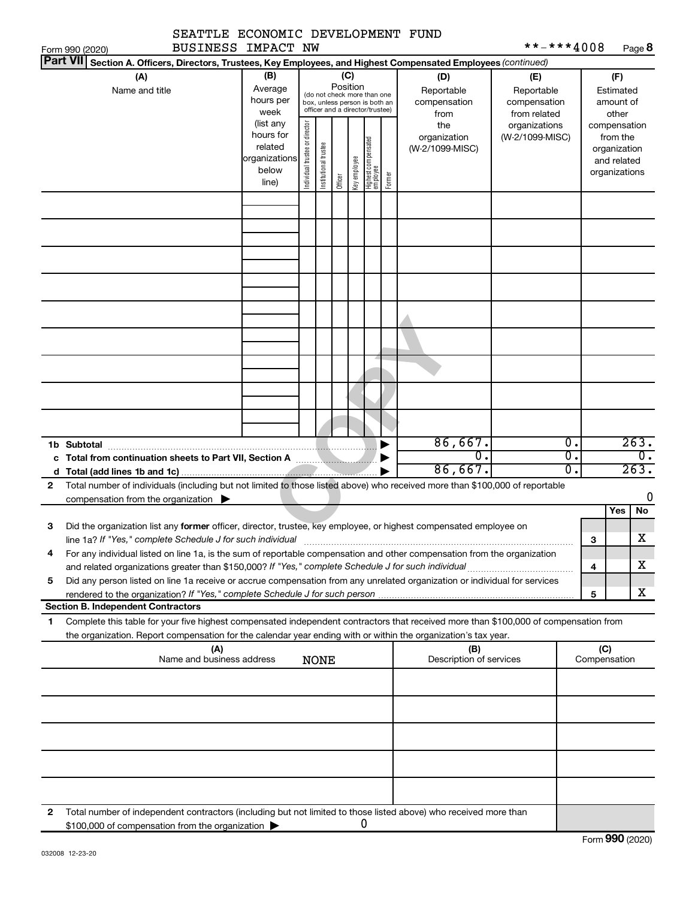SEATTLE ECONOMIC DEVELOPMENT FUND
BUSINESS IMPACT NW

Form 990 (2020) **-***4008 Page **8**

**Part VII** **Section A. Officers, Directors, Trustees, Key Employees, and Highest Compensated Employees** *(continued)*

| (A) Name and title | (B) Average hours per week (list any hours for related organizations below line) | (C) Position (do not check more than one box, unless person is both an officer and a director/trustee): Individual trustee or director | Institutional trustee | Officer | Key employee | Highest compensated employee | Former | (D) Reportable compensation from the organization (W-2/1099-MISC) | (E) Reportable compensation from related organizations (W-2/1099-MISC) | (F) Estimated amount of other compensation from the organization and related organizations |
|---|---|---|---|---|---|---|---|---|---|---|
| | | | | | | | | | | |
| | | | | | | | | | | |
| | | | | | | | | | | |
| | | | | | | | | | | |
| | | | | | | | | | | |
| | | | | | | | | | | |
| | | | | | | | | | | |
| | | | | | | | | | | |
| | | | | | | | | | | |
| **1b Subtotal** | | | | | | | ▶ | 86,667. | 0. | 263. |
| **c Total from continuation sheets to Part VII, Section A** | | | | | | | ▶ | 0. | 0. | 0. |
| **d Total (add lines 1b and 1c)** | | | | | | | ▶ | 86,667. | 0. | 263. |

**2** Total number of individuals (including but not limited to those listed above) who received more than $100,000 of reportable compensation from the organization ▶ 0

| | | | Yes | No |
|---|---|---|---|---|
| **3** | Did the organization list any **former** officer, director, trustee, key employee, or highest compensated employee on line 1a? *If "Yes," complete Schedule J for such individual* | 3 | | X |
| **4** | For any individual listed on line 1a, is the sum of reportable compensation and other compensation from the organization and related organizations greater than $150,000? *If "Yes," complete Schedule J for such individual* | 4 | | X |
| **5** | Did any person listed on line 1a receive or accrue compensation from any unrelated organization or individual for services rendered to the organization? *If "Yes," complete Schedule J for such person* | 5 | | X |

**Section B. Independent Contractors**

**1** Complete this table for your five highest compensated independent contractors that received more than $100,000 of compensation from the organization. Report compensation for the calendar year ending with or within the organization's tax year.

| (A) Name and business address NONE | (B) Description of services | (C) Compensation |
|---|---|---|
| | | |
| | | |
| | | |
| | | |
| | | |

**2** Total number of independent contractors (including but not limited to those listed above) who received more than $100,000 of compensation from the organization ▶ 0

Form **990** (2020)

032008 12-23-20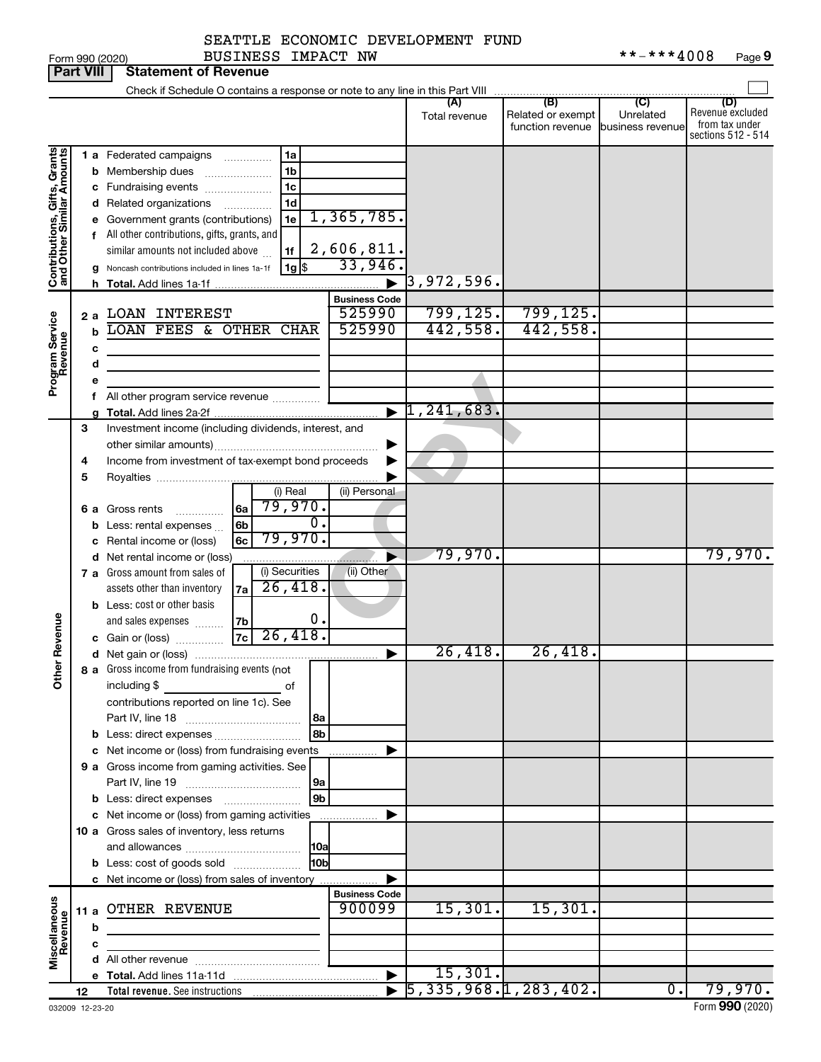SEATTLE ECONOMIC DEVELOPMENT FUND

Form 990 (2020) BUSINESS IMPACT NW **-***4008 Page 9

**Part VIII Statement of Revenue**

Check if Schedule O contains a response or note to any line in this Part VIII

| | | | | (A) Total revenue | (B) Related or exempt function revenue | (C) Unrelated business revenue | (D) Revenue excluded from tax under sections 512 - 514 |
|---|---|---|---|---|---|---|---|
| **Contributions, Gifts, Grants and Other Similar Amounts** | 1 a Federated campaigns | 1a | | | | | |
| | b Membership dues | 1b | | | | | |
| | c Fundraising events | 1c | | | | | |
| | d Related organizations | 1d | | | | | |
| | e Government grants (contributions) | 1e | 1,365,785. | | | | |
| | f All other contributions, gifts, grants, and similar amounts not included above | 1f | 2,606,811. | | | | |
| | g Noncash contributions included in lines 1a-1f | 1g $ | 33,946. | | | | |
| | h Total. Add lines 1a-1f | | ▶ | 3,972,596. | | | |
| **Program Service Revenue** | | | Business Code | | | | |
| | 2 a LOAN INTEREST | | 525990 | 799,125. | 799,125. | | |
| | b LOAN FEES & OTHER CHAR | | 525990 | 442,558. | 442,558. | | |
| | c | | | | | | |
| | d | | | | | | |
| | e | | | | | | |
| | f All other program service revenue | | | | | | |
| | g Total. Add lines 2a-2f | | ▶ | 1,241,683. | | | |
| **Other Revenue** | 3 Investment income (including dividends, interest, and other similar amounts) | | ▶ | | | | |
| | 4 Income from investment of tax-exempt bond proceeds | | ▶ | | | | |
| | 5 Royalties | | ▶ | | | | |
| | | (i) Real | (ii) Personal | | | | |
| | 6 a Gross rents 6a | 79,970. | | | | | |
| | b Less: rental expenses 6b | 0. | | | | | |
| | c Rental income or (loss) 6c | 79,970. | | | | | |
| | d Net rental income or (loss) | | ▶ | 79,970. | | | 79,970. |
| | | (i) Securities | (ii) Other | | | | |
| | 7 a Gross amount from sales of assets other than inventory 7a | 26,418. | | | | | |
| | b Less: cost or other basis and sales expenses 7b | 0. | | | | | |
| | c Gain or (loss) 7c | 26,418. | | | | | |
| | d Net gain or (loss) | | ▶ | 26,418. | 26,418. | | |
| | 8 a Gross income from fundraising events (not including $ of contributions reported on line 1c). See Part IV, line 18 | 8a | | | | | |
| | b Less: direct expenses | 8b | | | | | |
| | c Net income or (loss) from fundraising events | | ▶ | | | | |
| | 9 a Gross income from gaming activities. See Part IV, line 19 | 9a | | | | | |
| | b Less: direct expenses | 9b | | | | | |
| | c Net income or (loss) from gaming activities | | ▶ | | | | |
| | 10 a Gross sales of inventory, less returns and allowances | 10a | | | | | |
| | b Less: cost of goods sold | 10b | | | | | |
| | c Net income or (loss) from sales of inventory | | ▶ | | | | |
| **Miscellaneous Revenue** | | | Business Code | | | | |
| | 11 a OTHER REVENUE | | 900099 | 15,301. | 15,301. | | |
| | b | | | | | | |
| | c | | | | | | |
| | d All other revenue | | | | | | |
| | e Total. Add lines 11a-11d | | ▶ | 15,301. | | | |
| | 12 Total revenue. See instructions | | ▶ | 5,335,968. | 1,283,402. | 0. | 79,970. |

032009 12-23-20

Form **990** (2020)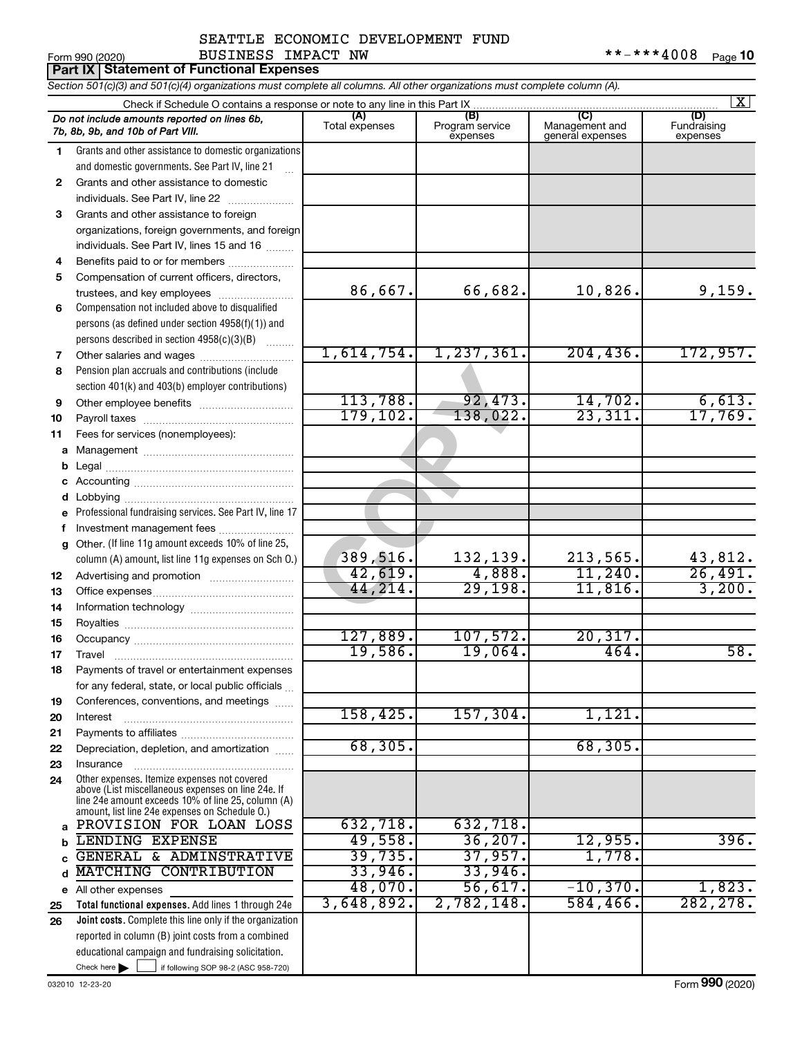SEATTLE ECONOMIC DEVELOPMENT FUND
Form 990 (2020) BUSINESS IMPACT NW **-***4008 Page 10

**Part IX | Statement of Functional Expenses**

*Section 501(c)(3) and 501(c)(4) organizations must complete all columns. All other organizations must complete column (A).*

Check if Schedule O contains a response or note to any line in this Part IX [X]

| | *Do not include amounts reported on lines 6b, 7b, 8b, 9b, and 10b of Part VIII.* | (A) Total expenses | (B) Program service expenses | (C) Management and general expenses | (D) Fundraising expenses |
|---|---|---|---|---|---|
| 1 | Grants and other assistance to domestic organizations and domestic governments. See Part IV, line 21 | | | | |
| 2 | Grants and other assistance to domestic individuals. See Part IV, line 22 | | | | |
| 3 | Grants and other assistance to foreign organizations, foreign governments, and foreign individuals. See Part IV, lines 15 and 16 | | | | |
| 4 | Benefits paid to or for members | | | | |
| 5 | Compensation of current officers, directors, trustees, and key employees | 86,667. | 66,682. | 10,826. | 9,159. |
| 6 | Compensation not included above to disqualified persons (as defined under section 4958(f)(1)) and persons described in section 4958(c)(3)(B) | | | | |
| 7 | Other salaries and wages | 1,614,754. | 1,237,361. | 204,436. | 172,957. |
| 8 | Pension plan accruals and contributions (include section 401(k) and 403(b) employer contributions) | | | | |
| 9 | Other employee benefits | 113,788. | 92,473. | 14,702. | 6,613. |
| 10 | Payroll taxes | 179,102. | 138,022. | 23,311. | 17,769. |
| 11 | Fees for services (nonemployees): | | | | |
| a | Management | | | | |
| b | Legal | | | | |
| c | Accounting | | | | |
| d | Lobbying | | | | |
| e | Professional fundraising services. See Part IV, line 17 | | | | |
| f | Investment management fees | | | | |
| g | Other. (If line 11g amount exceeds 10% of line 25, column (A) amount, list line 11g expenses on Sch O.) | 389,516. | 132,139. | 213,565. | 43,812. |
| 12 | Advertising and promotion | 42,619. | 4,888. | 11,240. | 26,491. |
| 13 | Office expenses | 44,214. | 29,198. | 11,816. | 3,200. |
| 14 | Information technology | | | | |
| 15 | Royalties | | | | |
| 16 | Occupancy | 127,889. | 107,572. | 20,317. | |
| 17 | Travel | 19,586. | 19,064. | 464. | 58. |
| 18 | Payments of travel or entertainment expenses for any federal, state, or local public officials | | | | |
| 19 | Conferences, conventions, and meetings | | | | |
| 20 | Interest | 158,425. | 157,304. | 1,121. | |
| 21 | Payments to affiliates | | | | |
| 22 | Depreciation, depletion, and amortization | 68,305. | | 68,305. | |
| 23 | Insurance | | | | |
| 24 | Other expenses. Itemize expenses not covered above (List miscellaneous expenses on line 24e. If line 24e amount exceeds 10% of line 25, column (A) amount, list line 24e expenses on Schedule O.) | | | | |
| a | PROVISION FOR LOAN LOSS | 632,718. | 632,718. | | |
| b | LENDING EXPENSE | 49,558. | 36,207. | 12,955. | 396. |
| c | GENERAL & ADMINSTRATIVE | 39,735. | 37,957. | 1,778. | |
| d | MATCHING CONTRIBUTION | 33,946. | 33,946. | | |
| e | All other expenses | 48,070. | 56,617. | -10,370. | 1,823. |
| 25 | **Total functional expenses.** Add lines 1 through 24e | 3,648,892. | 2,782,148. | 584,466. | 282,278. |
| 26 | **Joint costs.** Complete this line only if the organization reported in column (B) joint costs from a combined educational campaign and fundraising solicitation. Check here [ ] if following SOP 98-2 (ASC 958-720) | | | | |

032010 12-23-20 Form **990** (2020)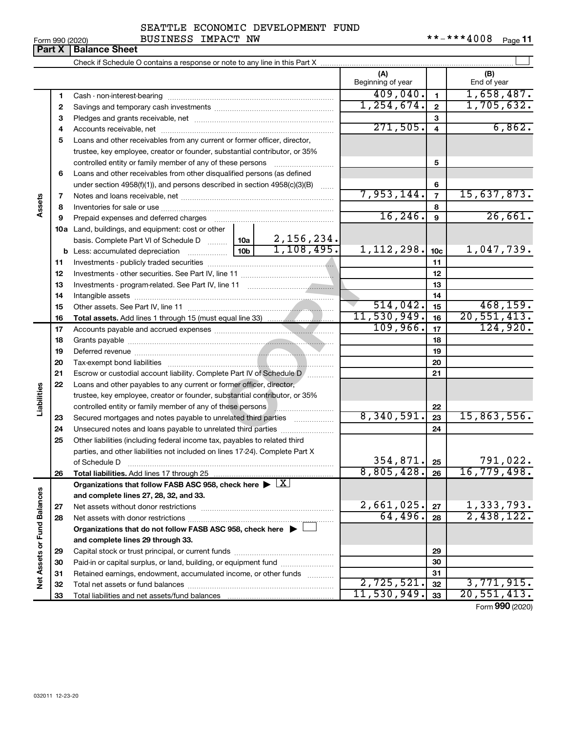SEATTLE ECONOMIC DEVELOPMENT FUND

Form 990 (2020) BUSINESS IMPACT NW **-***4008 Page 11

**Part X | Balance Sheet**

Check if Schedule O contains a response or note to any line in this Part X

| | | | (A) Beginning of year | | (B) End of year |
|---|---|---|---|---|---|
| Assets | 1 | Cash - non-interest-bearing | 409,040. | 1 | 1,658,487. |
| | 2 | Savings and temporary cash investments | 1,254,674. | 2 | 1,705,632. |
| | 3 | Pledges and grants receivable, net | | 3 | |
| | 4 | Accounts receivable, net | 271,505. | 4 | 6,862. |
| | 5 | Loans and other receivables from any current or former officer, director, trustee, key employee, creator or founder, substantial contributor, or 35% controlled entity or family member of any of these persons | | 5 | |
| | 6 | Loans and other receivables from other disqualified persons (as defined under section 4958(f)(1)), and persons described in section 4958(c)(3)(B) | | 6 | |
| | 7 | Notes and loans receivable, net | 7,953,144. | 7 | 15,637,873. |
| | 8 | Inventories for sale or use | | 8 | |
| | 9 | Prepaid expenses and deferred charges | 16,246. | 9 | 26,661. |
| | 10a | Land, buildings, and equipment: cost or other basis. Complete Part VI of Schedule D — 10a: 2,156,234. | | | |
| | b | Less: accumulated depreciation — 10b: 1,108,495. | 1,112,298. | 10c | 1,047,739. |
| | 11 | Investments - publicly traded securities | | 11 | |
| | 12 | Investments - other securities. See Part IV, line 11 | | 12 | |
| | 13 | Investments - program-related. See Part IV, line 11 | | 13 | |
| | 14 | Intangible assets | | 14 | |
| | 15 | Other assets. See Part IV, line 11 | 514,042. | 15 | 468,159. |
| | 16 | **Total assets.** Add lines 1 through 15 (must equal line 33) | 11,530,949. | 16 | 20,551,413. |
| Liabilities | 17 | Accounts payable and accrued expenses | 109,966. | 17 | 124,920. |
| | 18 | Grants payable | | 18 | |
| | 19 | Deferred revenue | | 19 | |
| | 20 | Tax-exempt bond liabilities | | 20 | |
| | 21 | Escrow or custodial account liability. Complete Part IV of Schedule D | | 21 | |
| | 22 | Loans and other payables to any current or former officer, director, trustee, key employee, creator or founder, substantial contributor, or 35% controlled entity or family member of any of these persons | | 22 | |
| | 23 | Secured mortgages and notes payable to unrelated third parties | 8,340,591. | 23 | 15,863,556. |
| | 24 | Unsecured notes and loans payable to unrelated third parties | | 24 | |
| | 25 | Other liabilities (including federal income tax, payables to related third parties, and other liabilities not included on lines 17-24). Complete Part X of Schedule D | 354,871. | 25 | 791,022. |
| | 26 | **Total liabilities.** Add lines 17 through 25 | 8,805,428. | 26 | 16,779,498. |
| Net Assets or Fund Balances | | **Organizations that follow FASB ASC 958, check here** ▶ [X] **and complete lines 27, 28, 32, and 33.** | | | |
| | 27 | Net assets without donor restrictions | 2,661,025. | 27 | 1,333,793. |
| | 28 | Net assets with donor restrictions | 64,496. | 28 | 2,438,122. |
| | | **Organizations that do not follow FASB ASC 958, check here** ▶ [ ] **and complete lines 29 through 33.** | | | |
| | 29 | Capital stock or trust principal, or current funds | | 29 | |
| | 30 | Paid-in or capital surplus, or land, building, or equipment fund | | 30 | |
| | 31 | Retained earnings, endowment, accumulated income, or other funds | | 31 | |
| | 32 | Total net assets or fund balances | 2,725,521. | 32 | 3,771,915. |
| | 33 | Total liabilities and net assets/fund balances | 11,530,949. | 33 | 20,551,413. |

Form **990** (2020)

032011 12-23-20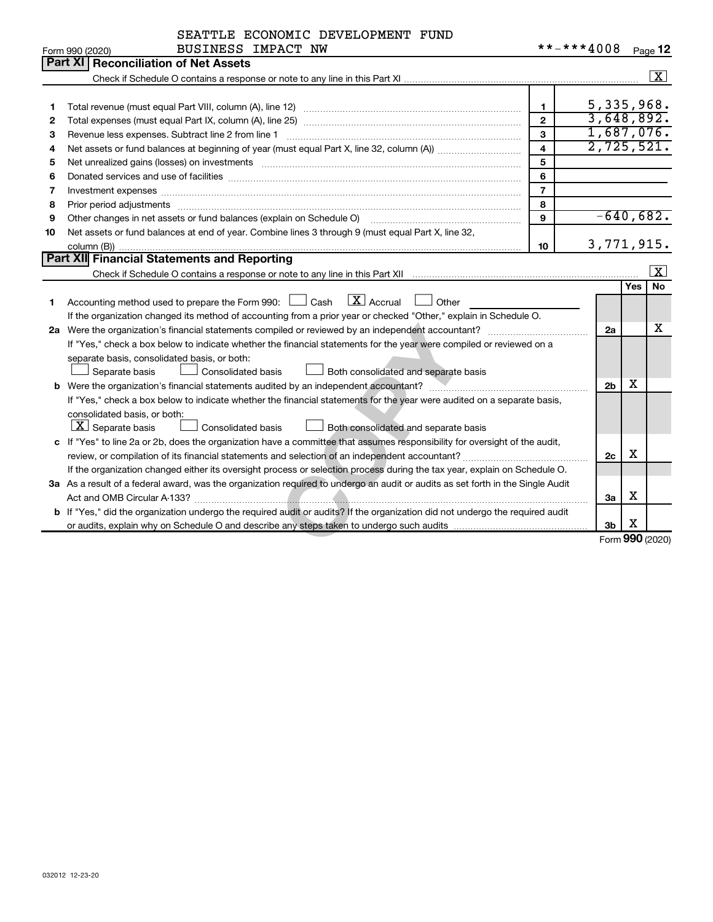SEATTLE ECONOMIC DEVELOPMENT FUND
BUSINESS IMPACT NW

Form 990 (2020) **-***4008 Page 12

## Part XI Reconciliation of Net Assets

Check if Schedule O contains a response or note to any line in this Part XI .......... [X]

| | | | |
|---|---|---|---|
| 1 | Total revenue (must equal Part VIII, column (A), line 12) | 1 | 5,335,968. |
| 2 | Total expenses (must equal Part IX, column (A), line 25) | 2 | 3,648,892. |
| 3 | Revenue less expenses. Subtract line 2 from line 1 | 3 | 1,687,076. |
| 4 | Net assets or fund balances at beginning of year (must equal Part X, line 32, column (A)) | 4 | 2,725,521. |
| 5 | Net unrealized gains (losses) on investments | 5 | |
| 6 | Donated services and use of facilities | 6 | |
| 7 | Investment expenses | 7 | |
| 8 | Prior period adjustments | 8 | |
| 9 | Other changes in net assets or fund balances (explain on Schedule O) | 9 | -640,682. |
| 10 | Net assets or fund balances at end of year. Combine lines 3 through 9 (must equal Part X, line 32, column (B)) | 10 | 3,771,915. |

## Part XII Financial Statements and Reporting

Check if Schedule O contains a response or note to any line in this Part XII .......... [X]

| | | | Yes | No |
|---|---|---|---|---|
| 1 | Accounting method used to prepare the Form 990: [ ] Cash [X] Accrual [ ] Other<br>If the organization changed its method of accounting from a prior year or checked "Other," explain in Schedule O. | | | |
| 2a | Were the organization's financial statements compiled or reviewed by an independent accountant?<br>If "Yes," check a box below to indicate whether the financial statements for the year were compiled or reviewed on a separate basis, consolidated basis, or both:<br>[ ] Separate basis [ ] Consolidated basis [ ] Both consolidated and separate basis | 2a | | X |
| b | Were the organization's financial statements audited by an independent accountant?<br>If "Yes," check a box below to indicate whether the financial statements for the year were audited on a separate basis, consolidated basis, or both:<br>[X] Separate basis [ ] Consolidated basis [ ] Both consolidated and separate basis | 2b | X | |
| c | If "Yes" to line 2a or 2b, does the organization have a committee that assumes responsibility for oversight of the audit, review, or compilation of its financial statements and selection of an independent accountant?<br>If the organization changed either its oversight process or selection process during the tax year, explain on Schedule O. | 2c | X | |
| 3a | As a result of a federal award, was the organization required to undergo an audit or audits as set forth in the Single Audit Act and OMB Circular A-133? | 3a | X | |
| b | If "Yes," did the organization undergo the required audit or audits? If the organization did not undergo the required audit or audits, explain why on Schedule O and describe any steps taken to undergo such audits | 3b | X | |

Form 990 (2020)

032012 12-23-20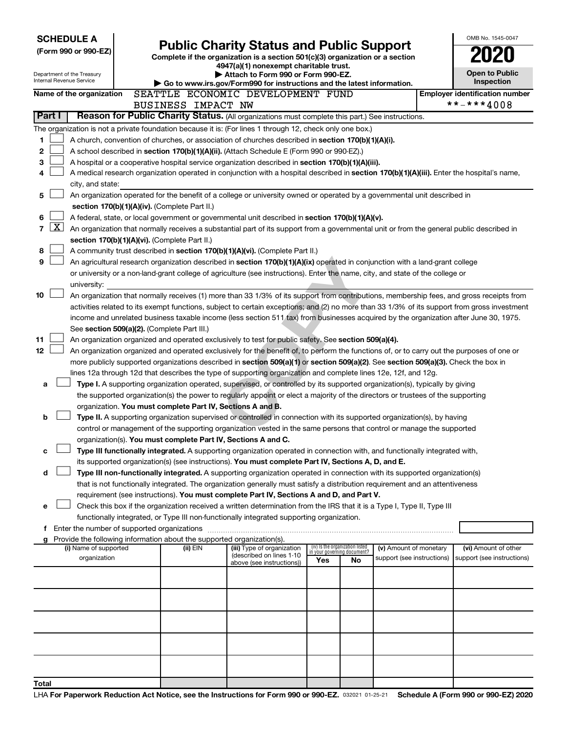**SCHEDULE A**
**(Form 990 or 990-EZ)**

Department of the Treasury
Internal Revenue Service

# Public Charity Status and Public Support

**Complete if the organization is a section 501(c)(3) organization or a section 4947(a)(1) nonexempt charitable trust.**
**▶ Attach to Form 990 or Form 990-EZ.**
**▶ Go to www.irs.gov/Form990 for instructions and the latest information.**

OMB No. 1545-0047

**2020**

**Open to Public Inspection**

**Name of the organization** SEATTLE ECONOMIC DEVELOPMENT FUND
BUSINESS IMPACT NW

**Employer identification number** **-***4008

## Part I Reason for Public Charity Status. (All organizations must complete this part.) See instructions.

The organization is not a private foundation because it is: (For lines 1 through 12, check only one box.)

1 ☐ A church, convention of churches, or association of churches described in **section 170(b)(1)(A)(i).**

2 ☐ A school described in **section 170(b)(1)(A)(ii).** (Attach Schedule E (Form 990 or 990-EZ).)

3 ☐ A hospital or a cooperative hospital service organization described in **section 170(b)(1)(A)(iii).**

4 ☐ A medical research organization operated in conjunction with a hospital described in **section 170(b)(1)(A)(iii).** Enter the hospital's name, city, and state:

5 ☐ An organization operated for the benefit of a college or university owned or operated by a governmental unit described in **section 170(b)(1)(A)(iv).** (Complete Part II.)

6 ☐ A federal, state, or local government or governmental unit described in **section 170(b)(1)(A)(v).**

7 ☒ An organization that normally receives a substantial part of its support from a governmental unit or from the general public described in **section 170(b)(1)(A)(vi).** (Complete Part II.)

8 ☐ A community trust described in **section 170(b)(1)(A)(vi).** (Complete Part II.)

9 ☐ An agricultural research organization described in **section 170(b)(1)(A)(ix)** operated in conjunction with a land-grant college or university or a non-land-grant college of agriculture (see instructions). Enter the name, city, and state of the college or university:

10 ☐ An organization that normally receives (1) more than 33 1/3% of its support from contributions, membership fees, and gross receipts from activities related to its exempt functions, subject to certain exceptions; and (2) no more than 33 1/3% of its support from gross investment income and unrelated business taxable income (less section 511 tax) from businesses acquired by the organization after June 30, 1975. See **section 509(a)(2).** (Complete Part III.)

11 ☐ An organization organized and operated exclusively to test for public safety. See **section 509(a)(4).**

12 ☐ An organization organized and operated exclusively for the benefit of, to perform the functions of, or to carry out the purposes of one or more publicly supported organizations described in **section 509(a)(1)** or **section 509(a)(2).** See **section 509(a)(3).** Check the box in lines 12a through 12d that describes the type of supporting organization and complete lines 12e, 12f, and 12g.

a ☐ **Type I.** A supporting organization operated, supervised, or controlled by its supported organization(s), typically by giving the supported organization(s) the power to regularly appoint or elect a majority of the directors or trustees of the supporting organization. **You must complete Part IV, Sections A and B.**

b ☐ **Type II.** A supporting organization supervised or controlled in connection with its supported organization(s), by having control or management of the supporting organization vested in the same persons that control or manage the supported organization(s). **You must complete Part IV, Sections A and C.**

c ☐ **Type III functionally integrated.** A supporting organization operated in connection with, and functionally integrated with, its supported organization(s) (see instructions). **You must complete Part IV, Sections A, D, and E.**

d ☐ **Type III non-functionally integrated.** A supporting organization operated in connection with its supported organization(s) that is not functionally integrated. The organization generally must satisfy a distribution requirement and an attentiveness requirement (see instructions). **You must complete Part IV, Sections A and D, and Part V.**

e ☐ Check this box if the organization received a written determination from the IRS that it is a Type I, Type II, Type III functionally integrated, or Type III non-functionally integrated supporting organization.

f Enter the number of supported organizations

g Provide the following information about the supported organization(s).

| (i) Name of supported organization | (ii) EIN | (iii) Type of organization (described on lines 1-10 above (see instructions)) | (iv) Is the organization listed in your governing document? Yes | No | (v) Amount of monetary support (see instructions) | (vi) Amount of other support (see instructions) |
|---|---|---|---|---|---|---|
| | | | | | | |
| | | | | | | |
| | | | | | | |
| | | | | | | |
| | | | | | | |
| **Total** | | | | | | |

LHA **For Paperwork Reduction Act Notice, see the Instructions for Form 990 or 990-EZ.** 032021 01-25-21 **Schedule A (Form 990 or 990-EZ) 2020**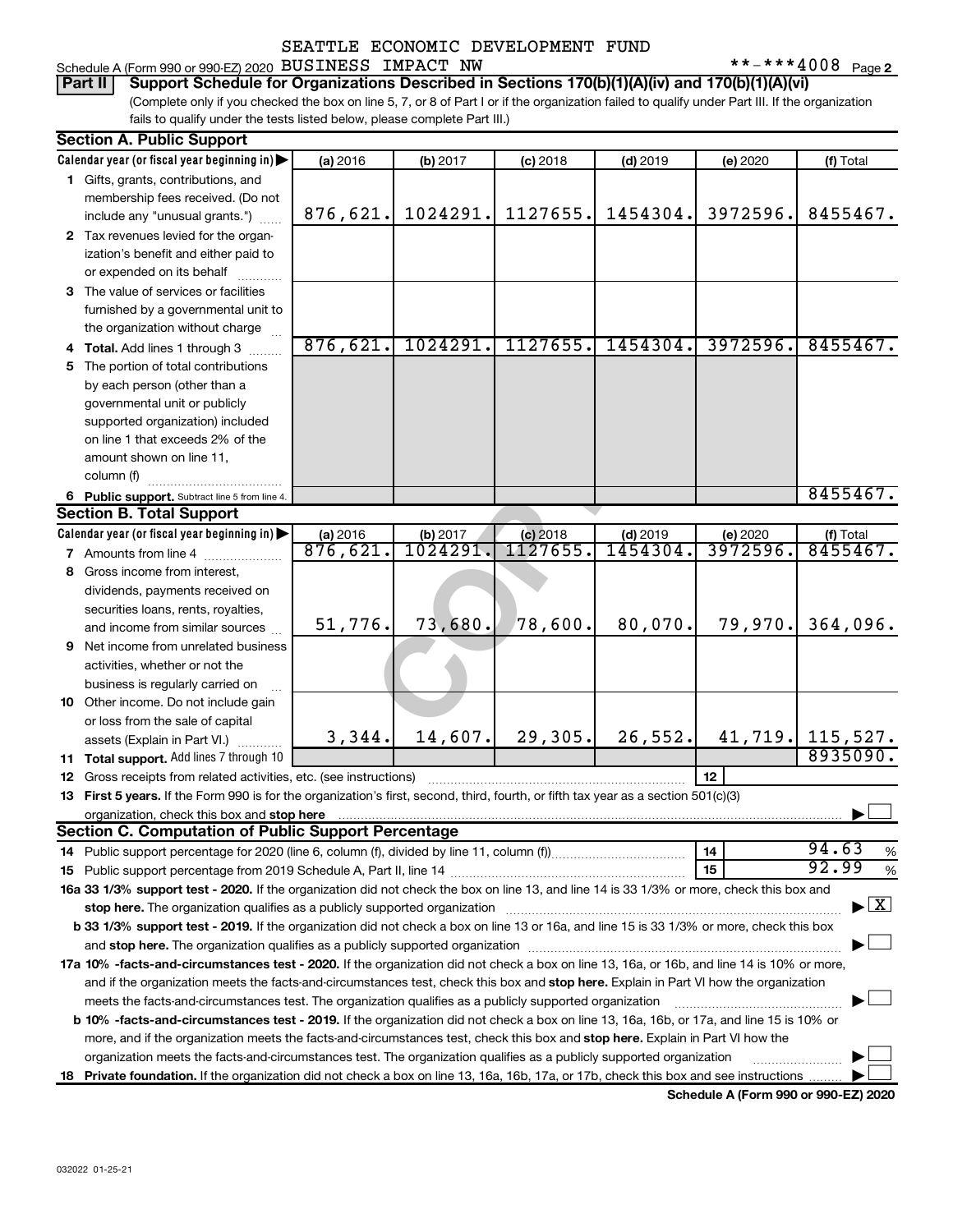SEATTLE ECONOMIC DEVELOPMENT FUND

Schedule A (Form 990 or 990-EZ) 2020 BUSINESS IMPACT NW **-***4008 Page 2

**Part II Support Schedule for Organizations Described in Sections 170(b)(1)(A)(iv) and 170(b)(1)(A)(vi)**

(Complete only if you checked the box on line 5, 7, or 8 of Part I or if the organization failed to qualify under Part III. If the organization fails to qualify under the tests listed below, please complete Part III.)

**Section A. Public Support**

| Calendar year (or fiscal year beginning in) | (a) 2016 | (b) 2017 | (c) 2018 | (d) 2019 | (e) 2020 | (f) Total |
|---|---|---|---|---|---|---|
| 1 Gifts, grants, contributions, and membership fees received. (Do not include any "unusual grants.") | 876,621. | 1024291. | 1127655. | 1454304. | 3972596. | 8455467. |
| 2 Tax revenues levied for the organization's benefit and either paid to or expended on its behalf | | | | | | |
| 3 The value of services or facilities furnished by a governmental unit to the organization without charge | | | | | | |
| 4 **Total.** Add lines 1 through 3 | 876,621. | 1024291. | 1127655. | 1454304. | 3972596. | 8455467. |
| 5 The portion of total contributions by each person (other than a governmental unit or publicly supported organization) included on line 1 that exceeds 2% of the amount shown on line 11, column (f) | | | | | | |
| 6 **Public support.** Subtract line 5 from line 4. | | | | | | 8455467. |

**Section B. Total Support**

| Calendar year (or fiscal year beginning in) | (a) 2016 | (b) 2017 | (c) 2018 | (d) 2019 | (e) 2020 | (f) Total |
|---|---|---|---|---|---|---|
| 7 Amounts from line 4 | 876,621. | 1024291. | 1127655. | 1454304. | 3972596. | 8455467. |
| 8 Gross income from interest, dividends, payments received on securities loans, rents, royalties, and income from similar sources | 51,776. | 73,680. | 78,600. | 80,070. | 79,970. | 364,096. |
| 9 Net income from unrelated business activities, whether or not the business is regularly carried on | | | | | | |
| 10 Other income. Do not include gain or loss from the sale of capital assets (Explain in Part VI.) | 3,344. | 14,607. | 29,305. | 26,552. | 41,719. | 115,527. |
| 11 **Total support.** Add lines 7 through 10 | | | | | | 8935090. |

12 Gross receipts from related activities, etc. (see instructions) | 12 |

13 **First 5 years.** If the Form 990 is for the organization's first, second, third, fourth, or fifth tax year as a section 501(c)(3) organization, check this box and **stop here** ☐

**Section C. Computation of Public Support Percentage**

14 Public support percentage for 2020 (line 6, column (f), divided by line 11, column (f)) | 14 | 94.63 %

15 Public support percentage from 2019 Schedule A, Part II, line 14 | 15 | 92.99 %

**16a 33 1/3% support test - 2020.** If the organization did not check the box on line 13, and line 14 is 33 1/3% or more, check this box and **stop here.** The organization qualifies as a publicly supported organization ☒

**b 33 1/3% support test - 2019.** If the organization did not check a box on line 13 or 16a, and line 15 is 33 1/3% or more, check this box and **stop here.** The organization qualifies as a publicly supported organization ☐

**17a 10% -facts-and-circumstances test - 2020.** If the organization did not check a box on line 13, 16a, or 16b, and line 14 is 10% or more, and if the organization meets the facts-and-circumstances test, check this box and **stop here.** Explain in Part VI how the organization meets the facts-and-circumstances test. The organization qualifies as a publicly supported organization ☐

**b 10% -facts-and-circumstances test - 2019.** If the organization did not check a box on line 13, 16a, 16b, or 17a, and line 15 is 10% or more, and if the organization meets the facts-and-circumstances test, check this box and **stop here.** Explain in Part VI how the organization meets the facts-and-circumstances test. The organization qualifies as a publicly supported organization ☐

**18 Private foundation.** If the organization did not check a box on line 13, 16a, 16b, 17a, or 17b, check this box and see instructions ☐

**Schedule A (Form 990 or 990-EZ) 2020**

032022 01-25-21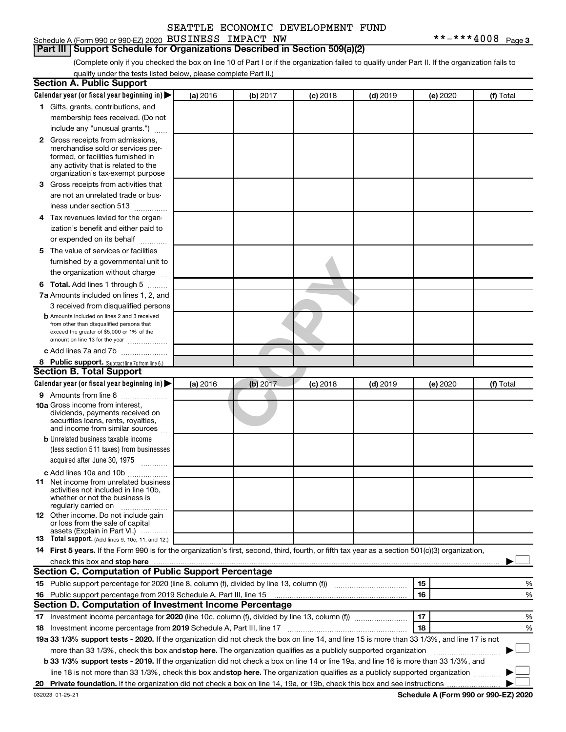SEATTLE ECONOMIC DEVELOPMENT FUND

Schedule A (Form 990 or 990-EZ) 2020 BUSINESS IMPACT NW **-***4008 Page 3

## Part III Support Schedule for Organizations Described in Section 509(a)(2)

(Complete only if you checked the box on line 10 of Part I or if the organization failed to qualify under Part II. If the organization fails to qualify under the tests listed below, please complete Part II.)

### Section A. Public Support

| Calendar year (or fiscal year beginning in) | (a) 2016 | (b) 2017 | (c) 2018 | (d) 2019 | (e) 2020 | (f) Total |
|---|---|---|---|---|---|---|
| 1 Gifts, grants, contributions, and membership fees received. (Do not include any "unusual grants.") | | | | | | |
| 2 Gross receipts from admissions, merchandise sold or services performed, or facilities furnished in any activity that is related to the organization's tax-exempt purpose | | | | | | |
| 3 Gross receipts from activities that are not an unrelated trade or business under section 513 | | | | | | |
| 4 Tax revenues levied for the organization's benefit and either paid to or expended on its behalf | | | | | | |
| 5 The value of services or facilities furnished by a governmental unit to the organization without charge | | | | | | |
| 6 Total. Add lines 1 through 5 | | | | | | |
| 7a Amounts included on lines 1, 2, and 3 received from disqualified persons | | | | | | |
| b Amounts included on lines 2 and 3 received from other than disqualified persons that exceed the greater of $5,000 or 1% of the amount on line 13 for the year | | | | | | |
| c Add lines 7a and 7b | | | | | | |
| 8 Public support. (Subtract line 7c from line 6.) | | | | | | |

### Section B. Total Support

| Calendar year (or fiscal year beginning in) | (a) 2016 | (b) 2017 | (c) 2018 | (d) 2019 | (e) 2020 | (f) Total |
|---|---|---|---|---|---|---|
| 9 Amounts from line 6 | | | | | | |
| 10a Gross income from interest, dividends, payments received on securities loans, rents, royalties, and income from similar sources | | | | | | |
| b Unrelated business taxable income (less section 511 taxes) from businesses acquired after June 30, 1975 | | | | | | |
| c Add lines 10a and 10b | | | | | | |
| 11 Net income from unrelated business activities not included in line 10b, whether or not the business is regularly carried on | | | | | | |
| 12 Other income. Do not include gain or loss from the sale of capital assets (Explain in Part VI.) | | | | | | |
| 13 Total support. (Add lines 9, 10c, 11, and 12.) | | | | | | |

14 **First 5 years.** If the Form 990 is for the organization's first, second, third, fourth, or fifth tax year as a section 501(c)(3) organization, check this box and **stop here** ☐

### Section C. Computation of Public Support Percentage

| | | | |
|---|---|---|---|
| 15 | Public support percentage for 2020 (line 8, column (f), divided by line 13, column (f)) | 15 | % |
| 16 | Public support percentage from 2019 Schedule A, Part III, line 15 | 16 | % |

### Section D. Computation of Investment Income Percentage

| | | | |
|---|---|---|---|
| 17 | Investment income percentage for **2020** (line 10c, column (f), divided by line 13, column (f)) | 17 | % |
| 18 | Investment income percentage from **2019** Schedule A, Part III, line 17 | 18 | % |

**19a 33 1/3% support tests - 2020.** If the organization did not check the box on line 14, and line 15 is more than 33 1/3%, and line 17 is not more than 33 1/3%, check this box and **stop here.** The organization qualifies as a publicly supported organization ☐

**b 33 1/3% support tests - 2019.** If the organization did not check a box on line 14 or line 19a, and line 16 is more than 33 1/3%, and line 18 is not more than 33 1/3%, check this box and **stop here.** The organization qualifies as a publicly supported organization ☐

**20 Private foundation.** If the organization did not check a box on line 14, 19a, or 19b, check this box and see instructions ☐

032023 01-25-21 **Schedule A (Form 990 or 990-EZ) 2020**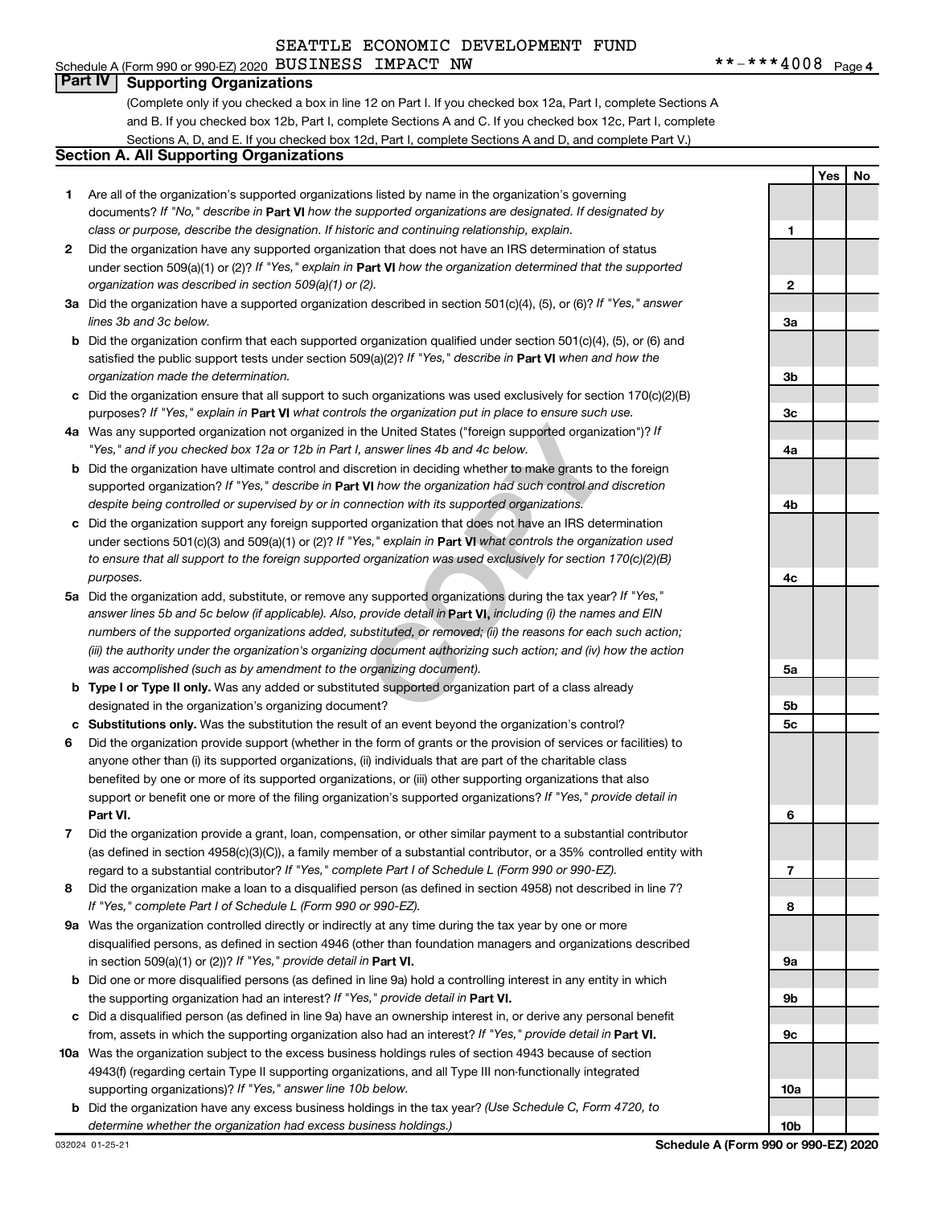SEATTLE ECONOMIC DEVELOPMENT FUND

Schedule A (Form 990 or 990-EZ) 2020 BUSINESS IMPACT NW **-***4008 Page 4

## Part IV Supporting Organizations

(Complete only if you checked a box in line 12 on Part I. If you checked box 12a, Part I, complete Sections A and B. If you checked box 12b, Part I, complete Sections A and C. If you checked box 12c, Part I, complete Sections A, D, and E. If you checked box 12d, Part I, complete Sections A and D, and complete Part V.)

### Section A. All Supporting Organizations

| | | | Yes | No |
|---|---|---|---|---|
| **1** | Are all of the organization's supported organizations listed by name in the organization's governing documents? *If "No," describe in* **Part VI** *how the supported organizations are designated. If designated by class or purpose, describe the designation. If historic and continuing relationship, explain.* | 1 | | |
| **2** | Did the organization have any supported organization that does not have an IRS determination of status under section 509(a)(1) or (2)? *If "Yes," explain in* **Part VI** *how the organization determined that the supported organization was described in section 509(a)(1) or (2).* | 2 | | |
| **3a** | Did the organization have a supported organization described in section 501(c)(4), (5), or (6)? *If "Yes," answer lines 3b and 3c below.* | 3a | | |
| **b** | Did the organization confirm that each supported organization qualified under section 501(c)(4), (5), or (6) and satisfied the public support tests under section 509(a)(2)? *If "Yes," describe in* **Part VI** *when and how the organization made the determination.* | 3b | | |
| **c** | Did the organization ensure that all support to such organizations was used exclusively for section 170(c)(2)(B) purposes? *If "Yes," explain in* **Part VI** *what controls the organization put in place to ensure such use.* | 3c | | |
| **4a** | Was any supported organization not organized in the United States ("foreign supported organization")? *If "Yes," and if you checked box 12a or 12b in Part I, answer lines 4b and 4c below.* | 4a | | |
| **b** | Did the organization have ultimate control and discretion in deciding whether to make grants to the foreign supported organization? *If "Yes," describe in* **Part VI** *how the organization had such control and discretion despite being controlled or supervised by or in connection with its supported organizations.* | 4b | | |
| **c** | Did the organization support any foreign supported organization that does not have an IRS determination under sections 501(c)(3) and 509(a)(1) or (2)? *If "Yes," explain in* **Part VI** *what controls the organization used to ensure that all support to the foreign supported organization was used exclusively for section 170(c)(2)(B) purposes.* | 4c | | |
| **5a** | Did the organization add, substitute, or remove any supported organizations during the tax year? *If "Yes," answer lines 5b and 5c below (if applicable). Also, provide detail in* **Part VI,** *including (i) the names and EIN numbers of the supported organizations added, substituted, or removed; (ii) the reasons for each such action; (iii) the authority under the organization's organizing document authorizing such action; and (iv) how the action was accomplished (such as by amendment to the organizing document).* | 5a | | |
| **b** | **Type I or Type II only.** Was any added or substituted supported organization part of a class already designated in the organization's organizing document? | 5b | | |
| **c** | **Substitutions only.** Was the substitution the result of an event beyond the organization's control? | 5c | | |
| **6** | Did the organization provide support (whether in the form of grants or the provision of services or facilities) to anyone other than (i) its supported organizations, (ii) individuals that are part of the charitable class benefited by one or more of its supported organizations, or (iii) other supporting organizations that also support or benefit one or more of the filing organization's supported organizations? *If "Yes," provide detail in* **Part VI.** | 6 | | |
| **7** | Did the organization provide a grant, loan, compensation, or other similar payment to a substantial contributor (as defined in section 4958(c)(3)(C)), a family member of a substantial contributor, or a 35% controlled entity with regard to a substantial contributor? *If "Yes," complete Part I of Schedule L (Form 990 or 990-EZ).* | 7 | | |
| **8** | Did the organization make a loan to a disqualified person (as defined in section 4958) not described in line 7? *If "Yes," complete Part I of Schedule L (Form 990 or 990-EZ).* | 8 | | |
| **9a** | Was the organization controlled directly or indirectly at any time during the tax year by one or more disqualified persons, as defined in section 4946 (other than foundation managers and organizations described in section 509(a)(1) or (2))? *If "Yes," provide detail in* **Part VI.** | 9a | | |
| **b** | Did one or more disqualified persons (as defined in line 9a) hold a controlling interest in any entity in which the supporting organization had an interest? *If "Yes," provide detail in* **Part VI.** | 9b | | |
| **c** | Did a disqualified person (as defined in line 9a) have an ownership interest in, or derive any personal benefit from, assets in which the supporting organization also had an interest? *If "Yes," provide detail in* **Part VI.** | 9c | | |
| **10a** | Was the organization subject to the excess business holdings rules of section 4943 because of section 4943(f) (regarding certain Type II supporting organizations, and all Type III non-functionally integrated supporting organizations)? *If "Yes," answer line 10b below.* | 10a | | |
| **b** | Did the organization have any excess business holdings in the tax year? *(Use Schedule C, Form 4720, to determine whether the organization had excess business holdings.)* | 10b | | |

032024 01-25-21 **Schedule A (Form 990 or 990-EZ) 2020**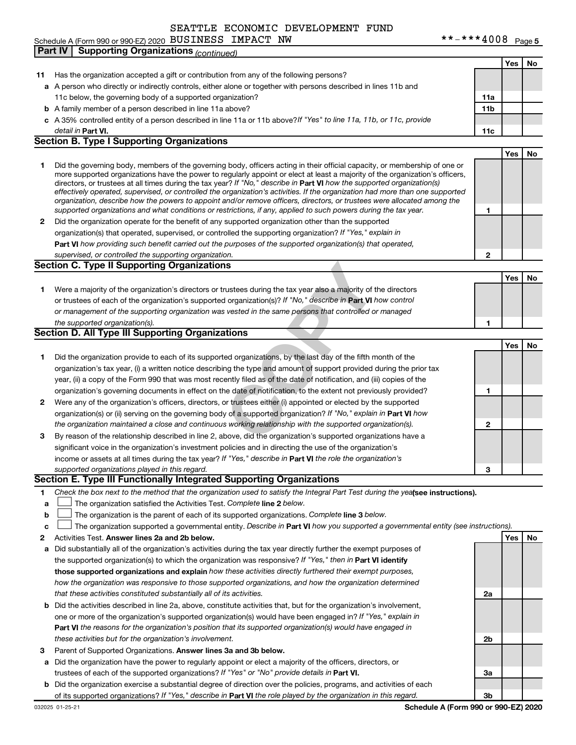SEATTLE ECONOMIC DEVELOPMENT FUND

Schedule A (Form 990 or 990-EZ) 2020 BUSINESS IMPACT NW **-***4008 Page 5

**Part IV | Supporting Organizations** *(continued)*

| | | | Yes | No |
|---|---|---|---|---|
| 11 | Has the organization accepted a gift or contribution from any of the following persons? | | | |
| a | A person who directly or indirectly controls, either alone or together with persons described in lines 11b and 11c below, the governing body of a supported organization? | 11a | | |
| b | A family member of a person described in line 11a above? | 11b | | |
| c | A 35% controlled entity of a person described in line 11a or 11b above? *If "Yes" to line 11a, 11b, or 11c, provide detail in* **Part VI.** | 11c | | |

## Section B. Type I Supporting Organizations

| | | | Yes | No |
|---|---|---|---|---|
| 1 | Did the governing body, members of the governing body, officers acting in their official capacity, or membership of one or more supported organizations have the power to regularly appoint or elect at least a majority of the organization's officers, directors, or trustees at all times during the tax year? *If "No," describe in* **Part VI** *how the supported organization(s) effectively operated, supervised, or controlled the organization's activities. If the organization had more than one supported organization, describe how the powers to appoint and/or remove officers, directors, or trustees were allocated among the supported organizations and what conditions or restrictions, if any, applied to such powers during the tax year.* | 1 | | |
| 2 | Did the organization operate for the benefit of any supported organization other than the supported organization(s) that operated, supervised, or controlled the supporting organization? *If "Yes," explain in* **Part VI** *how providing such benefit carried out the purposes of the supported organization(s) that operated, supervised, or controlled the supporting organization.* | 2 | | |

## Section C. Type II Supporting Organizations

| | | | Yes | No |
|---|---|---|---|---|
| 1 | Were a majority of the organization's directors or trustees during the tax year also a majority of the directors or trustees of each of the organization's supported organization(s)? *If "No," describe in* **Part VI** *how control or management of the supporting organization was vested in the same persons that controlled or managed the supported organization(s).* | 1 | | |

## Section D. All Type III Supporting Organizations

| | | | Yes | No |
|---|---|---|---|---|
| 1 | Did the organization provide to each of its supported organizations, by the last day of the fifth month of the organization's tax year, (i) a written notice describing the type and amount of support provided during the prior tax year, (ii) a copy of the Form 990 that was most recently filed as of the date of notification, and (iii) copies of the organization's governing documents in effect on the date of notification, to the extent not previously provided? | 1 | | |
| 2 | Were any of the organization's officers, directors, or trustees either (i) appointed or elected by the supported organization(s) or (ii) serving on the governing body of a supported organization? *If "No," explain in* **Part VI** *how the organization maintained a close and continuous working relationship with the supported organization(s).* | 2 | | |
| 3 | By reason of the relationship described in line 2, above, did the organization's supported organizations have a significant voice in the organization's investment policies and in directing the use of the organization's income or assets at all times during the tax year? *If "Yes," describe in* **Part VI** *the role the organization's supported organizations played in this regard.* | 3 | | |

## Section E. Type III Functionally Integrated Supporting Organizations

1 *Check the box next to the method that the organization used to satisfy the Integral Part Test during the year* **(see instructions).**

a ☐ The organization satisfied the Activities Test. *Complete* **line 2** *below.*

b ☐ The organization is the parent of each of its supported organizations. *Complete* **line 3** *below.*

c ☐ The organization supported a governmental entity. *Describe in* **Part VI** *how you supported a governmental entity (see instructions).*

| | | | Yes | No |
|---|---|---|---|---|
| 2 | Activities Test. **Answer lines 2a and 2b below.** | | | |
| a | Did substantially all of the organization's activities during the tax year directly further the exempt purposes of the supported organization(s) to which the organization was responsive? *If "Yes," then in* **Part VI identify those supported organizations and explain** *how these activities directly furthered their exempt purposes, how the organization was responsive to those supported organizations, and how the organization determined that these activities constituted substantially all of its activities.* | 2a | | |
| b | Did the activities described in line 2a, above, constitute activities that, but for the organization's involvement, one or more of the organization's supported organization(s) would have been engaged in? *If "Yes," explain in* **Part VI** *the reasons for the organization's position that its supported organization(s) would have engaged in these activities but for the organization's involvement.* | 2b | | |
| 3 | Parent of Supported Organizations. **Answer lines 3a and 3b below.** | | | |
| a | Did the organization have the power to regularly appoint or elect a majority of the officers, directors, or trustees of each of the supported organizations? *If "Yes" or "No" provide details in* **Part VI.** | 3a | | |
| b | Did the organization exercise a substantial degree of direction over the policies, programs, and activities of each of its supported organizations? *If "Yes," describe in* **Part VI** *the role played by the organization in this regard.* | 3b | | |

032025 01-25-21 **Schedule A (Form 990 or 990-EZ) 2020**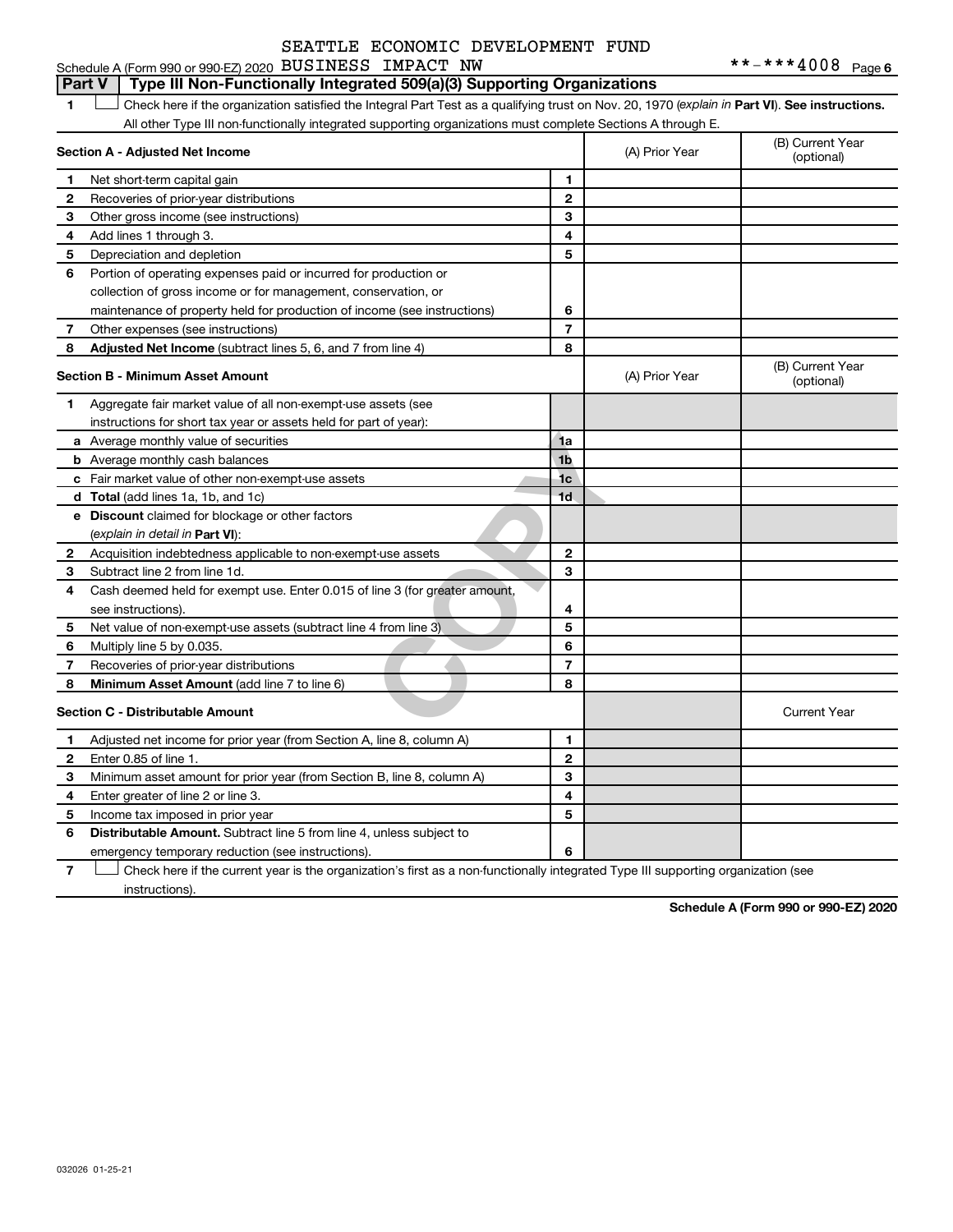SEATTLE ECONOMIC DEVELOPMENT FUND

Schedule A (Form 990 or 990-EZ) 2020 BUSINESS IMPACT NW **-***4008 Page 6

**Part V | Type III Non-Functionally Integrated 509(a)(3) Supporting Organizations**

1 ☐ Check here if the organization satisfied the Integral Part Test as a qualifying trust on Nov. 20, 1970 (*explain in* **Part VI**). **See instructions.** All other Type III non-functionally integrated supporting organizations must complete Sections A through E.

| **Section A - Adjusted Net Income** | | | (A) Prior Year | (B) Current Year (optional) |
|---|---|---|---|---|
| 1 | Net short-term capital gain | 1 | | |
| 2 | Recoveries of prior-year distributions | 2 | | |
| 3 | Other gross income (see instructions) | 3 | | |
| 4 | Add lines 1 through 3. | 4 | | |
| 5 | Depreciation and depletion | 5 | | |
| 6 | Portion of operating expenses paid or incurred for production or collection of gross income or for management, conservation, or maintenance of property held for production of income (see instructions) | 6 | | |
| 7 | Other expenses (see instructions) | 7 | | |
| 8 | **Adjusted Net Income** (subtract lines 5, 6, and 7 from line 4) | 8 | | |

| **Section B - Minimum Asset Amount** | | | (A) Prior Year | (B) Current Year (optional) |
|---|---|---|---|---|
| 1 | Aggregate fair market value of all non-exempt-use assets (see instructions for short tax year or assets held for part of year): | | | |
| a | Average monthly value of securities | 1a | | |
| b | Average monthly cash balances | 1b | | |
| c | Fair market value of other non-exempt-use assets | 1c | | |
| d | **Total** (add lines 1a, 1b, and 1c) | 1d | | |
| e | **Discount** claimed for blockage or other factors (*explain in detail in* **Part VI**): | | | |
| 2 | Acquisition indebtedness applicable to non-exempt-use assets | 2 | | |
| 3 | Subtract line 2 from line 1d. | 3 | | |
| 4 | Cash deemed held for exempt use. Enter 0.015 of line 3 (for greater amount, see instructions). | 4 | | |
| 5 | Net value of non-exempt-use assets (subtract line 4 from line 3) | 5 | | |
| 6 | Multiply line 5 by 0.035. | 6 | | |
| 7 | Recoveries of prior-year distributions | 7 | | |
| 8 | **Minimum Asset Amount** (add line 7 to line 6) | 8 | | |

| **Section C - Distributable Amount** | | | | Current Year |
|---|---|---|---|---|
| 1 | Adjusted net income for prior year (from Section A, line 8, column A) | 1 | | |
| 2 | Enter 0.85 of line 1. | 2 | | |
| 3 | Minimum asset amount for prior year (from Section B, line 8, column A) | 3 | | |
| 4 | Enter greater of line 2 or line 3. | 4 | | |
| 5 | Income tax imposed in prior year | 5 | | |
| 6 | **Distributable Amount.** Subtract line 5 from line 4, unless subject to emergency temporary reduction (see instructions). | 6 | | |

7 ☐ Check here if the current year is the organization's first as a non-functionally integrated Type III supporting organization (see instructions).

**Schedule A (Form 990 or 990-EZ) 2020**

032026 01-25-21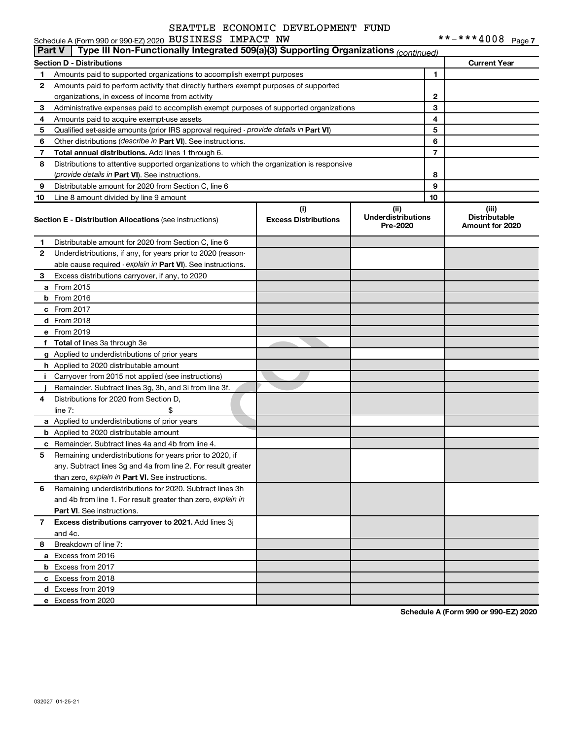SEATTLE ECONOMIC DEVELOPMENT FUND

Schedule A (Form 990 or 990-EZ) 2020 BUSINESS IMPACT NW **-***4008 Page 7

**Part V | Type III Non-Functionally Integrated 509(a)(3) Supporting Organizations** *(continued)*

| **Section D - Distributions** | | | **Current Year** |
|---|---|---|---|
| 1 | Amounts paid to supported organizations to accomplish exempt purposes | 1 | |
| 2 | Amounts paid to perform activity that directly furthers exempt purposes of supported organizations, in excess of income from activity | 2 | |
| 3 | Administrative expenses paid to accomplish exempt purposes of supported organizations | 3 | |
| 4 | Amounts paid to acquire exempt-use assets | 4 | |
| 5 | Qualified set-aside amounts (prior IRS approval required - *provide details in* **Part VI**) | 5 | |
| 6 | Other distributions (*describe in* **Part VI**). See instructions. | 6 | |
| 7 | **Total annual distributions.** Add lines 1 through 6. | 7 | |
| 8 | Distributions to attentive supported organizations to which the organization is responsive (*provide details in* **Part VI**). See instructions. | 8 | |
| 9 | Distributable amount for 2020 from Section C, line 6 | 9 | |
| 10 | Line 8 amount divided by line 9 amount | 10 | |

| **Section E - Distribution Allocations** (see instructions) | (i) **Excess Distributions** | (ii) **Underdistributions Pre-2020** | (iii) **Distributable Amount for 2020** |
|---|---|---|---|
| **1** Distributable amount for 2020 from Section C, line 6 | | | |
| **2** Underdistributions, if any, for years prior to 2020 (reasonable cause required - *explain in* **Part VI**). See instructions. | | | |
| **3** Excess distributions carryover, if any, to 2020 | | | |
| **a** From 2015 | | | |
| **b** From 2016 | | | |
| **c** From 2017 | | | |
| **d** From 2018 | | | |
| **e** From 2019 | | | |
| **f** **Total** of lines 3a through 3e | | | |
| **g** Applied to underdistributions of prior years | | | |
| **h** Applied to 2020 distributable amount | | | |
| **i** Carryover from 2015 not applied (see instructions) | | | |
| **j** Remainder. Subtract lines 3g, 3h, and 3i from line 3f. | | | |
| **4** Distributions for 2020 from Section D, line 7: $ | | | |
| **a** Applied to underdistributions of prior years | | | |
| **b** Applied to 2020 distributable amount | | | |
| **c** Remainder. Subtract lines 4a and 4b from line 4. | | | |
| **5** Remaining underdistributions for years prior to 2020, if any. Subtract lines 3g and 4a from line 2. For result greater than zero, *explain in* **Part VI**. See instructions. | | | |
| **6** Remaining underdistributions for 2020. Subtract lines 3h and 4b from line 1. For result greater than zero, *explain in* **Part VI**. See instructions. | | | |
| **7** **Excess distributions carryover to 2021.** Add lines 3j and 4c. | | | |
| **8** Breakdown of line 7: | | | |
| **a** Excess from 2016 | | | |
| **b** Excess from 2017 | | | |
| **c** Excess from 2018 | | | |
| **d** Excess from 2019 | | | |
| **e** Excess from 2020 | | | |

**Schedule A (Form 990 or 990-EZ) 2020**

032027 01-25-21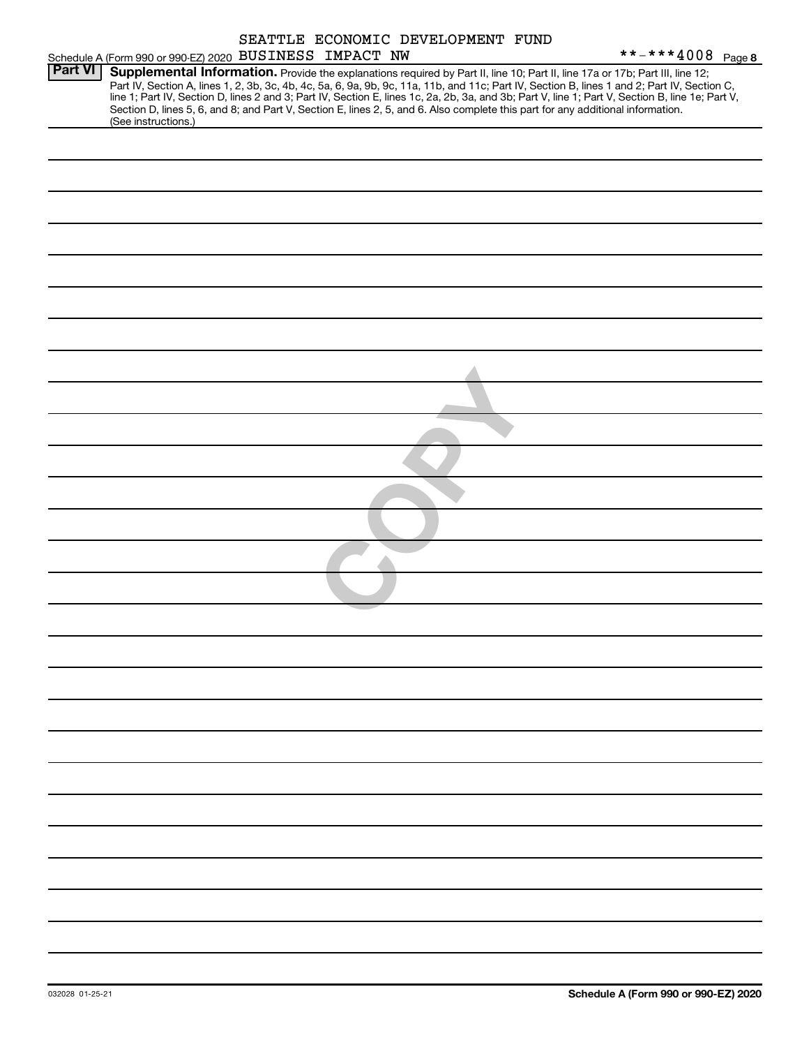SEATTLE ECONOMIC DEVELOPMENT FUND

Schedule A (Form 990 or 990-EZ) 2020 BUSINESS IMPACT NW **-***4008 Page 8

## Part VI Supplemental Information.

Provide the explanations required by Part II, line 10; Part II, line 17a or 17b; Part III, line 12; Part IV, Section A, lines 1, 2, 3b, 3c, 4b, 4c, 5a, 6, 9a, 9b, 9c, 11a, 11b, and 11c; Part IV, Section B, lines 1 and 2; Part IV, Section C, line 1; Part IV, Section D, lines 2 and 3; Part IV, Section E, lines 1c, 2a, 2b, 3a, and 3b; Part V, line 1; Part V, Section B, line 1e; Part V, Section D, lines 5, 6, and 8; and Part V, Section E, lines 2, 5, and 6. Also complete this part for any additional information. (See instructions.)

COPY

032028 01-25-21 **Schedule A (Form 990 or 990-EZ) 2020**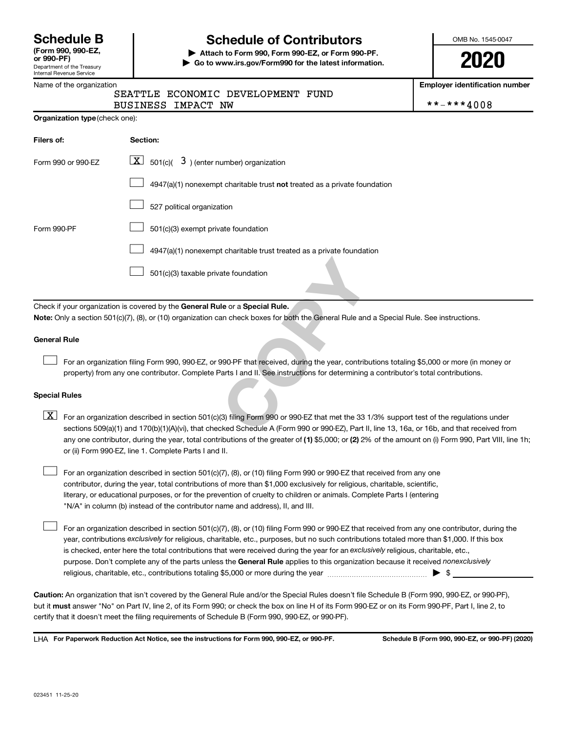# Schedule B

**(Form 990, 990-EZ, or 990-PF)**
Department of the Treasury
Internal Revenue Service

# Schedule of Contributors

**▶ Attach to Form 990, Form 990-EZ, or Form 990-PF.**
**▶ Go to www.irs.gov/Form990 for the latest information.**

OMB No. 1545-0047

**2020**

Name of the organization
SEATTLE ECONOMIC DEVELOPMENT FUND
BUSINESS IMPACT NW

**Employer identification number**
**-***4008

**Organization type** (check one):

| Filers of: | Section: |
|---|---|
| Form 990 or 990-EZ | [X] 501(c)( 3 ) (enter number) organization |
| | [ ] 4947(a)(1) nonexempt charitable trust **not** treated as a private foundation |
| | [ ] 527 political organization |
| Form 990-PF | [ ] 501(c)(3) exempt private foundation |
| | [ ] 4947(a)(1) nonexempt charitable trust treated as a private foundation |
| | [ ] 501(c)(3) taxable private foundation |

Check if your organization is covered by the **General Rule** or a **Special Rule.**

**Note:** Only a section 501(c)(7), (8), or (10) organization can check boxes for both the General Rule and a Special Rule. See instructions.

**General Rule**

[ ] For an organization filing Form 990, 990-EZ, or 990-PF that received, during the year, contributions totaling $5,000 or more (in money or property) from any one contributor. Complete Parts I and II. See instructions for determining a contributor's total contributions.

**Special Rules**

[X] For an organization described in section 501(c)(3) filing Form 990 or 990-EZ that met the 33 1/3% support test of the regulations under sections 509(a)(1) and 170(b)(1)(A)(vi), that checked Schedule A (Form 990 or 990-EZ), Part II, line 13, 16a, or 16b, and that received from any one contributor, during the year, total contributions of the greater of **(1)** $5,000; or **(2)** 2% of the amount on (i) Form 990, Part VIII, line 1h; or (ii) Form 990-EZ, line 1. Complete Parts I and II.

[ ] For an organization described in section 501(c)(7), (8), or (10) filing Form 990 or 990-EZ that received from any one contributor, during the year, total contributions of more than $1,000 exclusively for religious, charitable, scientific, literary, or educational purposes, or for the prevention of cruelty to children or animals. Complete Parts I (entering "N/A" in column (b) instead of the contributor name and address), II, and III.

[ ] For an organization described in section 501(c)(7), (8), or (10) filing Form 990 or 990-EZ that received from any one contributor, during the year, contributions *exclusively* for religious, charitable, etc., purposes, but no such contributions totaled more than $1,000. If this box is checked, enter here the total contributions that were received during the year for an *exclusively* religious, charitable, etc., purpose. Don't complete any of the parts unless the **General Rule** applies to this organization because it received *nonexclusively* religious, charitable, etc., contributions totaling $5,000 or more during the year ▶ $

**Caution:** An organization that isn't covered by the General Rule and/or the Special Rules doesn't file Schedule B (Form 990, 990-EZ, or 990-PF), but it **must** answer "No" on Part IV, line 2, of its Form 990; or check the box on line H of its Form 990-EZ or on its Form 990-PF, Part I, line 2, to certify that it doesn't meet the filing requirements of Schedule B (Form 990, 990-EZ, or 990-PF).

LHA **For Paperwork Reduction Act Notice, see the instructions for Form 990, 990-EZ, or 990-PF.** **Schedule B (Form 990, 990-EZ, or 990-PF) (2020)**

023451 11-25-20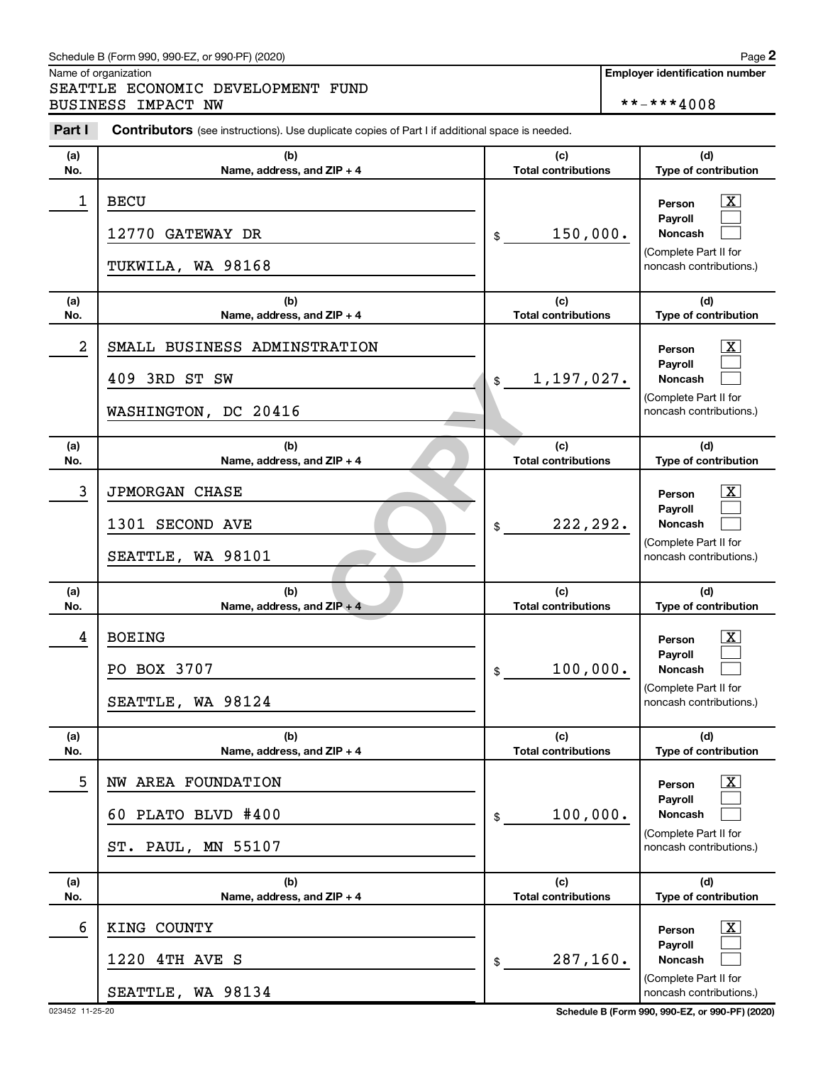Schedule B (Form 990, 990-EZ, or 990-PF) (2020) Page **2**

Name of organization

SEATTLE ECONOMIC DEVELOPMENT FUND
BUSINESS IMPACT NW

**Employer identification number**

**-***4008

**Part I** **Contributors** (see instructions). Use duplicate copies of Part I if additional space is needed.

| (a) No. | (b) Name, address, and ZIP + 4 | (c) Total contributions | (d) Type of contribution |
|---|---|---|---|
| 1 | BECU<br>12770 GATEWAY DR<br>TUKWILA, WA 98168 | $ 150,000. | Person [X]<br>Payroll [ ]<br>Noncash [ ]<br>(Complete Part II for noncash contributions.) |
| 2 | SMALL BUSINESS ADMINSTRATION<br>409 3RD ST SW<br>WASHINGTON, DC 20416 | $ 1,197,027. | Person [X]<br>Payroll [ ]<br>Noncash [ ]<br>(Complete Part II for noncash contributions.) |
| 3 | JPMORGAN CHASE<br>1301 SECOND AVE<br>SEATTLE, WA 98101 | $ 222,292. | Person [X]<br>Payroll [ ]<br>Noncash [ ]<br>(Complete Part II for noncash contributions.) |
| 4 | BOEING<br>PO BOX 3707<br>SEATTLE, WA 98124 | $ 100,000. | Person [X]<br>Payroll [ ]<br>Noncash [ ]<br>(Complete Part II for noncash contributions.) |
| 5 | NW AREA FOUNDATION<br>60 PLATO BLVD #400<br>ST. PAUL, MN 55107 | $ 100,000. | Person [X]<br>Payroll [ ]<br>Noncash [ ]<br>(Complete Part II for noncash contributions.) |
| 6 | KING COUNTY<br>1220 4TH AVE S<br>SEATTLE, WA 98134 | $ 287,160. | Person [X]<br>Payroll [ ]<br>Noncash [ ]<br>(Complete Part II for noncash contributions.) |

023452 11-25-20 **Schedule B (Form 990, 990-EZ, or 990-PF) (2020)**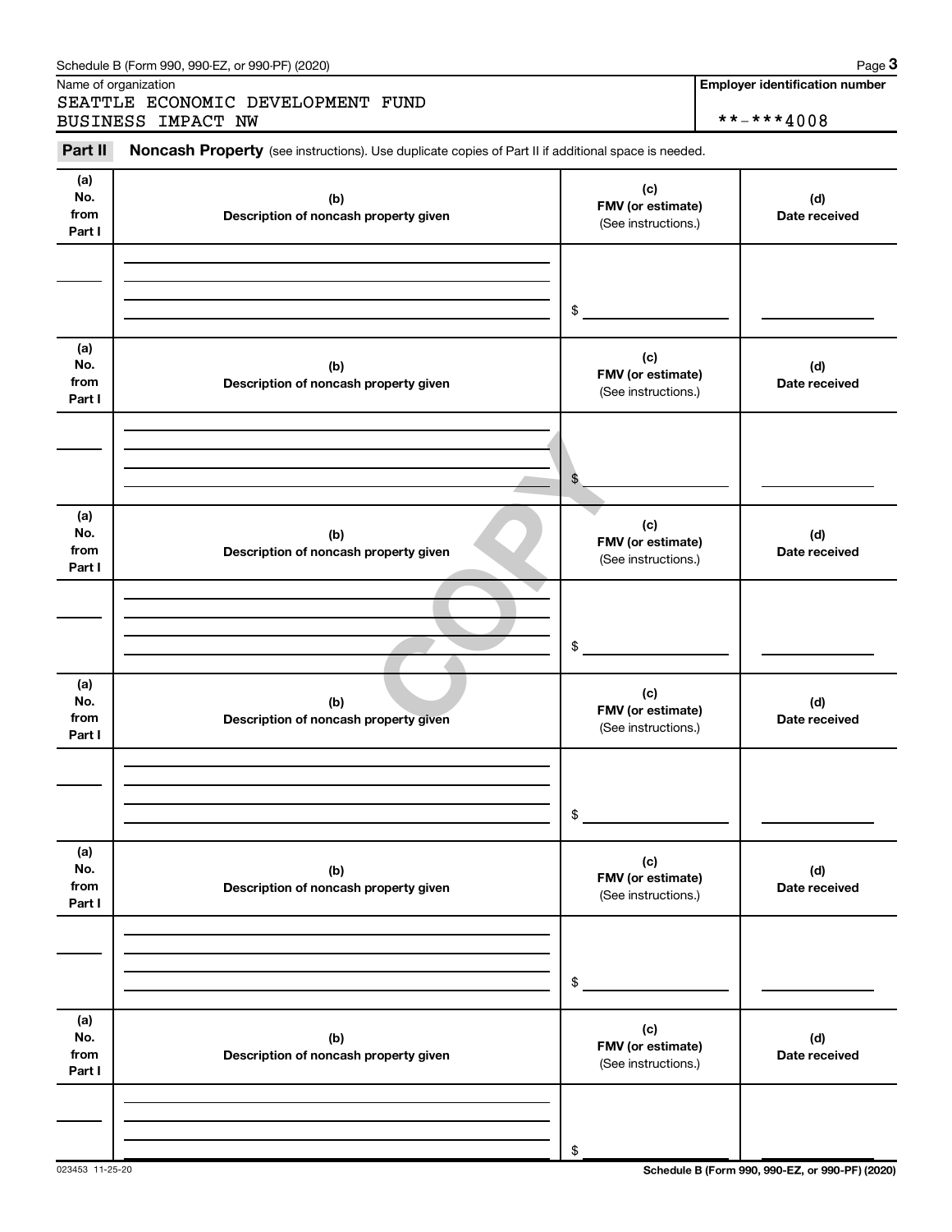Schedule B (Form 990, 990-EZ, or 990-PF) (2020) Page **3**

Name of organization

SEATTLE ECONOMIC DEVELOPMENT FUND
BUSINESS IMPACT NW

**Employer identification number**

\*\*-\*\*\*4008

**Part II** **Noncash Property** (see instructions). Use duplicate copies of Part II if additional space is needed.

| (a) No. from Part I | (b) Description of noncash property given | (c) FMV (or estimate) (See instructions.) | (d) Date received |
|---|---|---|---|
| | | $ | |

| (a) No. from Part I | (b) Description of noncash property given | (c) FMV (or estimate) (See instructions.) | (d) Date received |
|---|---|---|---|
| | | $ | |

| (a) No. from Part I | (b) Description of noncash property given | (c) FMV (or estimate) (See instructions.) | (d) Date received |
|---|---|---|---|
| | | $ | |

| (a) No. from Part I | (b) Description of noncash property given | (c) FMV (or estimate) (See instructions.) | (d) Date received |
|---|---|---|---|
| | | $ | |

| (a) No. from Part I | (b) Description of noncash property given | (c) FMV (or estimate) (See instructions.) | (d) Date received |
|---|---|---|---|
| | | $ | |

| (a) No. from Part I | (b) Description of noncash property given | (c) FMV (or estimate) (See instructions.) | (d) Date received |
|---|---|---|---|
| | | $ | |

COPY

023453 11-25-20 **Schedule B (Form 990, 990-EZ, or 990-PF) (2020)**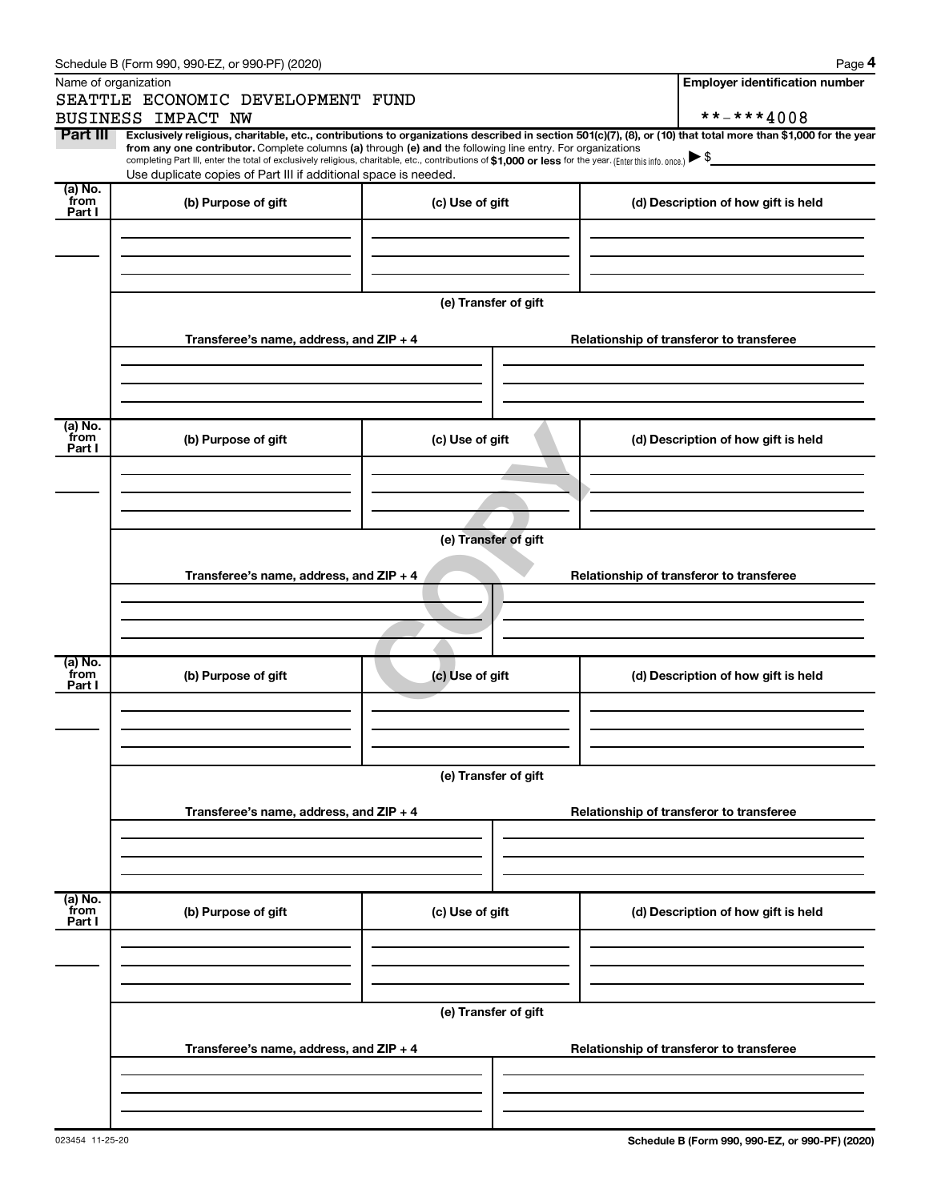Schedule B (Form 990, 990-EZ, or 990-PF) (2020)

| Name of organization | Employer identification number |
|---|---|
| SEATTLE ECONOMIC DEVELOPMENT FUND BUSINESS IMPACT NW | **-***4008 |

**Part III** **Exclusively religious, charitable, etc., contributions to organizations described in section 501(c)(7), (8), or (10) that total more than $1,000 for the year from any one contributor.** Complete columns **(a)** through **(e)** and the following line entry. For organizations completing Part III, enter the total of exclusively religious, charitable, etc., contributions of **$1,000 or less** for the year. (Enter this info. once.) ▶ $

Use duplicate copies of Part III if additional space is needed.

| (a) No. from Part I | (b) Purpose of gift | (c) Use of gift | (d) Description of how gift is held |
|---|---|---|---|
| | | | |

(e) Transfer of gift

| Transferee's name, address, and ZIP + 4 | Relationship of transferor to transferee |
|---|---|
| | |

| (a) No. from Part I | (b) Purpose of gift | (c) Use of gift | (d) Description of how gift is held |
|---|---|---|---|
| | | | |

(e) Transfer of gift

| Transferee's name, address, and ZIP + 4 | Relationship of transferor to transferee |
|---|---|
| | |

| (a) No. from Part I | (b) Purpose of gift | (c) Use of gift | (d) Description of how gift is held |
|---|---|---|---|
| | | | |

(e) Transfer of gift

| Transferee's name, address, and ZIP + 4 | Relationship of transferor to transferee |
|---|---|
| | |

| (a) No. from Part I | (b) Purpose of gift | (c) Use of gift | (d) Description of how gift is held |
|---|---|---|---|
| | | | |

(e) Transfer of gift

| Transferee's name, address, and ZIP + 4 | Relationship of transferor to transferee |
|---|---|
| | |

COPY

023454 11-25-20

Schedule B (Form 990, 990-EZ, or 990-PF) (2020)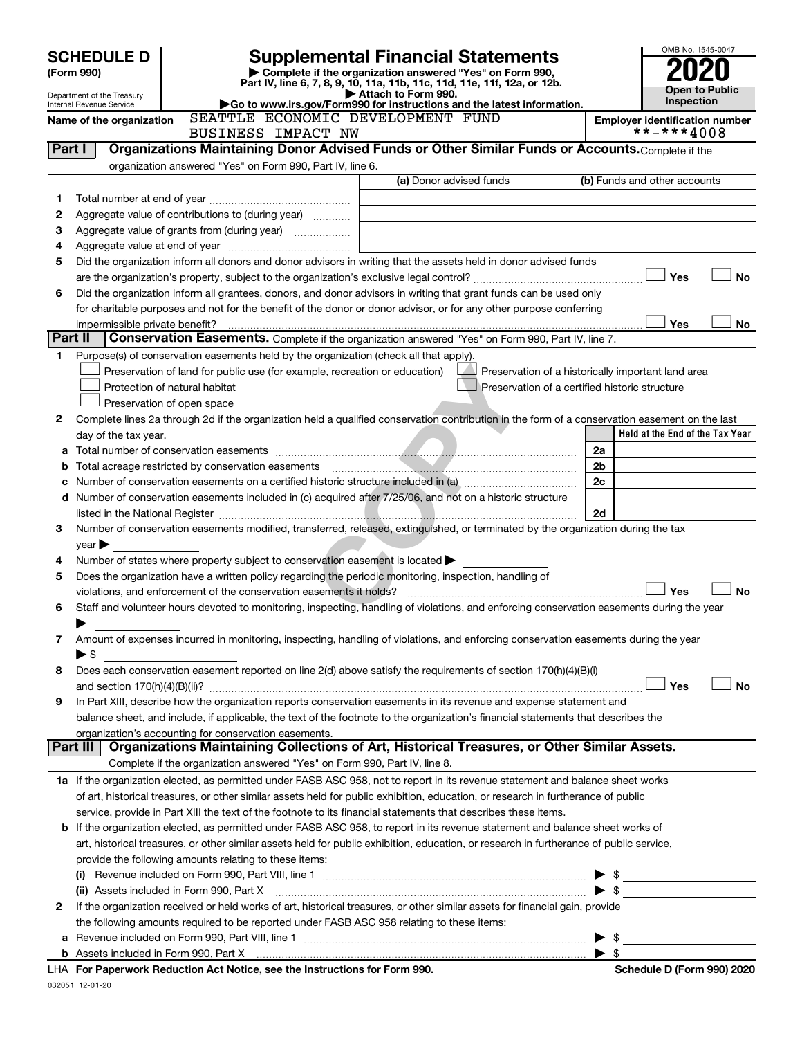# SCHEDULE D (Form 990)

Department of the Treasury
Internal Revenue Service

## Supplemental Financial Statements

▶ Complete if the organization answered "Yes" on Form 990, Part IV, line 6, 7, 8, 9, 10, 11a, 11b, 11c, 11d, 11e, 11f, 12a, or 12b.
▶ Attach to Form 990.
▶Go to www.irs.gov/Form990 for instructions and the latest information.

OMB No. 1545-0047
**2020**
**Open to Public Inspection**

Name of the organization: SEATTLE ECONOMIC DEVELOPMENT FUND BUSINESS IMPACT NW

Employer identification number: **-***4008

### Part I — Organizations Maintaining Donor Advised Funds or Other Similar Funds or Accounts.
Complete if the organization answered "Yes" on Form 990, Part IV, line 6.

| | | (a) Donor advised funds | (b) Funds and other accounts |
|---|---|---|---|
| 1 | Total number at end of year | | |
| 2 | Aggregate value of contributions to (during year) | | |
| 3 | Aggregate value of grants from (during year) | | |
| 4 | Aggregate value at end of year | | |

5 Did the organization inform all donors and donor advisors in writing that the assets held in donor advised funds are the organization's property, subject to the organization's exclusive legal control? ☐ Yes ☐ No

6 Did the organization inform all grantees, donors, and donor advisors in writing that grant funds can be used only for charitable purposes and not for the benefit of the donor or donor advisor, or for any other purpose conferring impermissible private benefit? ☐ Yes ☐ No

### Part II — Conservation Easements.
Complete if the organization answered "Yes" on Form 990, Part IV, line 7.

1 Purpose(s) of conservation easements held by the organization (check all that apply).
- ☐ Preservation of land for public use (for example, recreation or education)
- ☐ Protection of natural habitat
- ☐ Preservation of open space
- ☐ Preservation of a historically important land area
- ☐ Preservation of a certified historic structure

2 Complete lines 2a through 2d if the organization held a qualified conservation contribution in the form of a conservation easement on the last day of the tax year.

| | | | Held at the End of the Tax Year |
|---|---|---|---|
| a | Total number of conservation easements | 2a | |
| b | Total acreage restricted by conservation easements | 2b | |
| c | Number of conservation easements on a certified historic structure included in (a) | 2c | |
| d | Number of conservation easements included in (c) acquired after 7/25/06, and not on a historic structure listed in the National Register | 2d | |

3 Number of conservation easements modified, transferred, released, extinguished, or terminated by the organization during the tax year ▶

4 Number of states where property subject to conservation easement is located ▶

5 Does the organization have a written policy regarding the periodic monitoring, inspection, handling of violations, and enforcement of the conservation easements it holds? ☐ Yes ☐ No

6 Staff and volunteer hours devoted to monitoring, inspecting, handling of violations, and enforcing conservation easements during the year ▶

7 Amount of expenses incurred in monitoring, inspecting, handling of violations, and enforcing conservation easements during the year ▶ $

8 Does each conservation easement reported on line 2(d) above satisfy the requirements of section 170(h)(4)(B)(i) and section 170(h)(4)(B)(ii)? ☐ Yes ☐ No

9 In Part XIII, describe how the organization reports conservation easements in its revenue and expense statement and balance sheet, and include, if applicable, the text of the footnote to the organization's financial statements that describes the organization's accounting for conservation easements.

### Part III — Organizations Maintaining Collections of Art, Historical Treasures, or Other Similar Assets.
Complete if the organization answered "Yes" on Form 990, Part IV, line 8.

1a If the organization elected, as permitted under FASB ASC 958, not to report in its revenue statement and balance sheet works of art, historical treasures, or other similar assets held for public exhibition, education, or research in furtherance of public service, provide in Part XIII the text of the footnote to its financial statements that describes these items.

b If the organization elected, as permitted under FASB ASC 958, to report in its revenue statement and balance sheet works of art, historical treasures, or other similar assets held for public exhibition, education, or research in furtherance of public service, provide the following amounts relating to these items:

(i) Revenue included on Form 990, Part VIII, line 1 ▶ $

(ii) Assets included in Form 990, Part X ▶ $

2 If the organization received or held works of art, historical treasures, or other similar assets for financial gain, provide the following amounts required to be reported under FASB ASC 958 relating to these items:

a Revenue included on Form 990, Part VIII, line 1 ▶ $

b Assets included in Form 990, Part X ▶ $

LHA **For Paperwork Reduction Act Notice, see the Instructions for Form 990.** **Schedule D (Form 990) 2020**

032051 12-01-20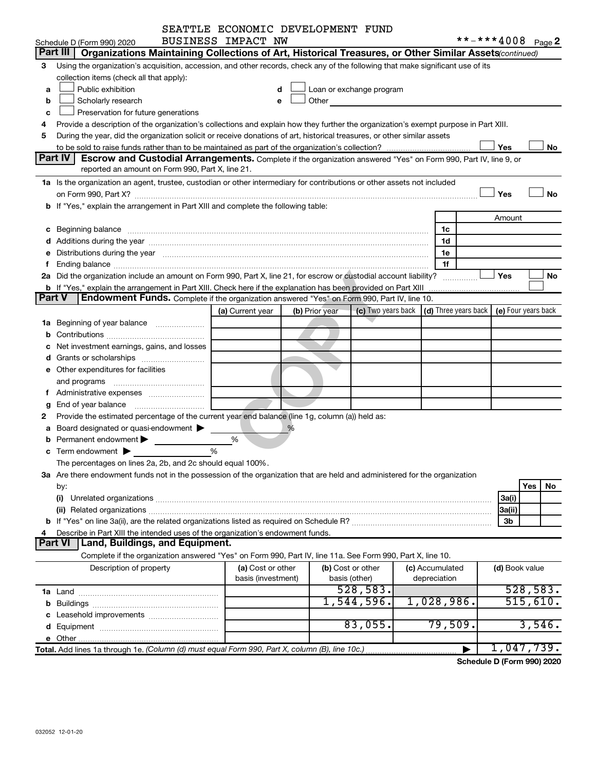SEATTLE ECONOMIC DEVELOPMENT FUND
Schedule D (Form 990) 2020 BUSINESS IMPACT NW **-***4008 Page 2

## Part III Organizations Maintaining Collections of Art, Historical Treasures, or Other Similar Assets *(continued)*

3 Using the organization's acquisition, accession, and other records, check any of the following that make significant use of its collection items (check all that apply):

- a ☐ Public exhibition
- b ☐ Scholarly research
- c ☐ Preservation for future generations
- d ☐ Loan or exchange program
- e ☐ Other

4 Provide a description of the organization's collections and explain how they further the organization's exempt purpose in Part XIII.

5 During the year, did the organization solicit or receive donations of art, historical treasures, or other similar assets to be sold to raise funds rather than to be maintained as part of the organization's collection? ☐ Yes ☐ No

## Part IV Escrow and Custodial Arrangements.

Complete if the organization answered "Yes" on Form 990, Part IV, line 9, or reported an amount on Form 990, Part X, line 21.

1a Is the organization an agent, trustee, custodian or other intermediary for contributions or other assets not included on Form 990, Part X? ☐ Yes ☐ No

b If "Yes," explain the arrangement in Part XIII and complete the following table:

| | | Amount |
|---|---|---|
| c Beginning balance | 1c | |
| d Additions during the year | 1d | |
| e Distributions during the year | 1e | |
| f Ending balance | 1f | |

2a Did the organization include an amount on Form 990, Part X, line 21, for escrow or custodial account liability? ☐ Yes ☐ No

b If "Yes," explain the arrangement in Part XIII. Check here if the explanation has been provided on Part XIII ☐

## Part V Endowment Funds.

Complete if the organization answered "Yes" on Form 990, Part IV, line 10.

| | (a) Current year | (b) Prior year | (c) Two years back | (d) Three years back | (e) Four years back |
|---|---|---|---|---|---|
| 1a Beginning of year balance | | | | | |
| b Contributions | | | | | |
| c Net investment earnings, gains, and losses | | | | | |
| d Grants or scholarships | | | | | |
| e Other expenditures for facilities and programs | | | | | |
| f Administrative expenses | | | | | |
| g End of year balance | | | | | |

2 Provide the estimated percentage of the current year end balance (line 1g, column (a)) held as:

- a Board designated or quasi-endowment ▶ %
- b Permanent endowment ▶ %
- c Term endowment ▶ %

The percentages on lines 2a, 2b, and 2c should equal 100%.

3a Are there endowment funds not in the possession of the organization that are held and administered for the organization by:

| | | Yes | No |
|---|---|---|---|
| (i) Unrelated organizations | 3a(i) | | |
| (ii) Related organizations | 3a(ii) | | |
| b If "Yes" on line 3a(ii), are the related organizations listed as required on Schedule R? | 3b | | |

4 Describe in Part XIII the intended uses of the organization's endowment funds.

## Part VI Land, Buildings, and Equipment.

Complete if the organization answered "Yes" on Form 990, Part IV, line 11a. See Form 990, Part X, line 10.

| Description of property | (a) Cost or other basis (investment) | (b) Cost or other basis (other) | (c) Accumulated depreciation | (d) Book value |
|---|---|---|---|---|
| 1a Land | | 528,583. | | 528,583. |
| b Buildings | | 1,544,596. | 1,028,986. | 515,610. |
| c Leasehold improvements | | | | |
| d Equipment | | 83,055. | 79,509. | 3,546. |
| e Other | | | | |
| **Total.** Add lines 1a through 1e. *(Column (d) must equal Form 990, Part X, column (B), line 10c.)* ▶ | | | | 1,047,739. |

**Schedule D (Form 990) 2020**

032052 12-01-20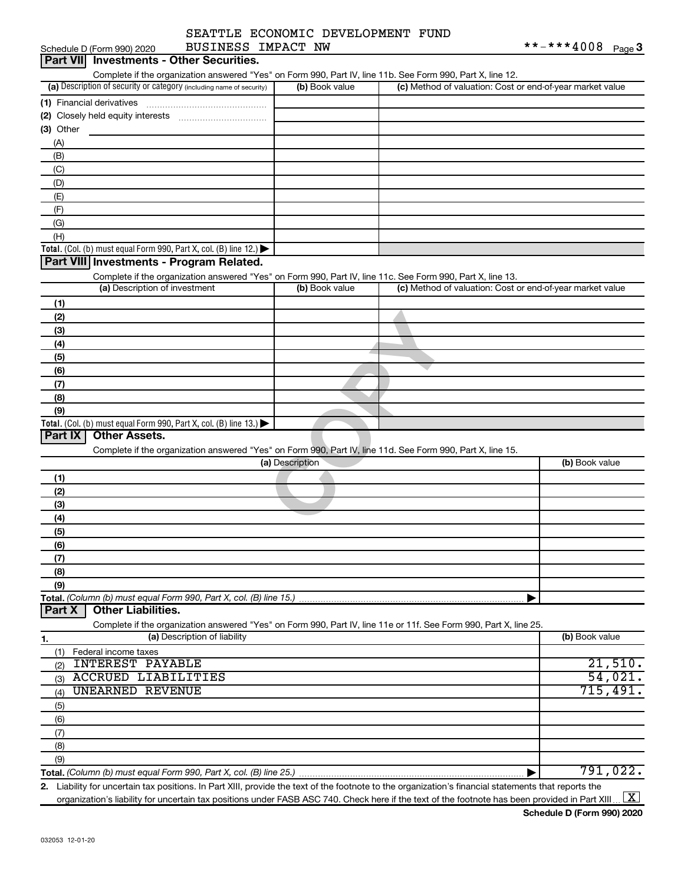SEATTLE ECONOMIC DEVELOPMENT FUND

Schedule D (Form 990) 2020 BUSINESS IMPACT NW **-***4008 Page 3

## Part VII Investments - Other Securities.

Complete if the organization answered "Yes" on Form 990, Part IV, line 11b. See Form 990, Part X, line 12.

| (a) Description of security or category (including name of security) | (b) Book value | (c) Method of valuation: Cost or end-of-year market value |
|---|---|---|
| (1) Financial derivatives | | |
| (2) Closely held equity interests | | |
| (3) Other | | |
| (A) | | |
| (B) | | |
| (C) | | |
| (D) | | |
| (E) | | |
| (F) | | |
| (G) | | |
| (H) | | |
| Total. (Col. (b) must equal Form 990, Part X, col. (B) line 12.) | | |

## Part VIII Investments - Program Related.

Complete if the organization answered "Yes" on Form 990, Part IV, line 11c. See Form 990, Part X, line 13.

| (a) Description of investment | (b) Book value | (c) Method of valuation: Cost or end-of-year market value |
|---|---|---|
| (1) | | |
| (2) | | |
| (3) | | |
| (4) | | |
| (5) | | |
| (6) | | |
| (7) | | |
| (8) | | |
| (9) | | |
| Total. (Col. (b) must equal Form 990, Part X, col. (B) line 13.) | | |

## Part IX Other Assets.

Complete if the organization answered "Yes" on Form 990, Part IV, line 11d. See Form 990, Part X, line 15.

| (a) Description | (b) Book value |
|---|---|
| (1) | |
| (2) | |
| (3) | |
| (4) | |
| (5) | |
| (6) | |
| (7) | |
| (8) | |
| (9) | |
| Total. (Column (b) must equal Form 990, Part X, col. (B) line 15.) | |

## Part X Other Liabilities.

Complete if the organization answered "Yes" on Form 990, Part IV, line 11e or 11f. See Form 990, Part X, line 25.

| 1. (a) Description of liability | (b) Book value |
|---|---|
| (1) Federal income taxes | |
| (2) INTEREST PAYABLE | 21,510. |
| (3) ACCRUED LIABILITIES | 54,021. |
| (4) UNEARNED REVENUE | 715,491. |
| (5) | |
| (6) | |
| (7) | |
| (8) | |
| (9) | |
| Total. (Column (b) must equal Form 990, Part X, col. (B) line 25.) | 791,022. |

2. Liability for uncertain tax positions. In Part XIII, provide the text of the footnote to the organization's financial statements that reports the organization's liability for uncertain tax positions under FASB ASC 740. Check here if the text of the footnote has been provided in Part XIII [X]

Schedule D (Form 990) 2020

032053 12-01-20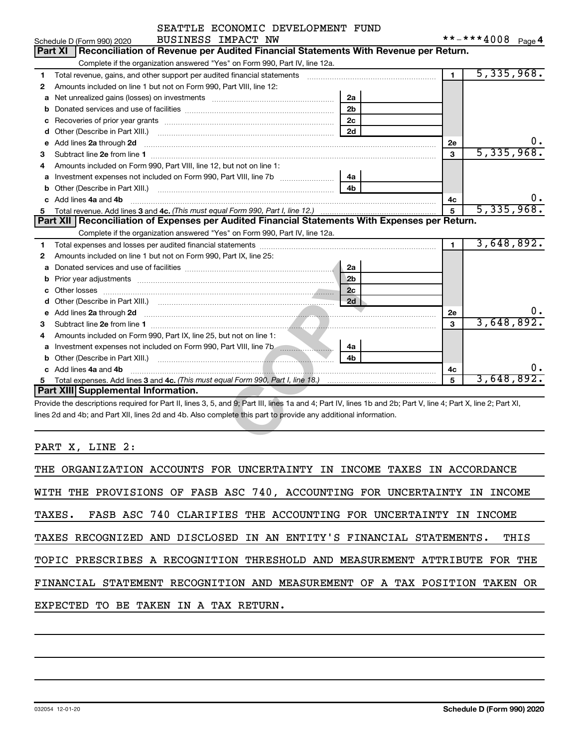SEATTLE ECONOMIC DEVELOPMENT FUND

Schedule D (Form 990) 2020 BUSINESS IMPACT NW **-***4008 Page 4

## Part XI Reconciliation of Revenue per Audited Financial Statements With Revenue per Return.

Complete if the organization answered "Yes" on Form 990, Part IV, line 12a.

| | | | | | |
|---|---|---|---|---|---|
| 1 | Total revenue, gains, and other support per audited financial statements | | | 1 | 5,335,968. |
| 2 | Amounts included on line 1 but not on Form 990, Part VIII, line 12: | | | | |
| a | Net unrealized gains (losses) on investments | 2a | | | |
| b | Donated services and use of facilities | 2b | | | |
| c | Recoveries of prior year grants | 2c | | | |
| d | Other (Describe in Part XIII.) | 2d | | | |
| e | Add lines 2a through 2d | | | 2e | 0. |
| 3 | Subtract line 2e from line 1 | | | 3 | 5,335,968. |
| 4 | Amounts included on Form 990, Part VIII, line 12, but not on line 1: | | | | |
| a | Investment expenses not included on Form 990, Part VIII, line 7b | 4a | | | |
| b | Other (Describe in Part XIII.) | 4b | | | |
| c | Add lines 4a and 4b | | | 4c | 0. |
| 5 | Total revenue. Add lines 3 and 4c. *(This must equal Form 990, Part I, line 12.)* | | | 5 | 5,335,968. |

## Part XII Reconciliation of Expenses per Audited Financial Statements With Expenses per Return.

Complete if the organization answered "Yes" on Form 990, Part IV, line 12a.

| | | | | | |
|---|---|---|---|---|---|
| 1 | Total expenses and losses per audited financial statements | | | 1 | 3,648,892. |
| 2 | Amounts included on line 1 but not on Form 990, Part IX, line 25: | | | | |
| a | Donated services and use of facilities | 2a | | | |
| b | Prior year adjustments | 2b | | | |
| c | Other losses | 2c | | | |
| d | Other (Describe in Part XIII.) | 2d | | | |
| e | Add lines 2a through 2d | | | 2e | 0. |
| 3 | Subtract line 2e from line 1 | | | 3 | 3,648,892. |
| 4 | Amounts included on Form 990, Part IX, line 25, but not on line 1: | | | | |
| a | Investment expenses not included on Form 990, Part VIII, line 7b | 4a | | | |
| b | Other (Describe in Part XIII.) | 4b | | | |
| c | Add lines 4a and 4b | | | 4c | 0. |
| 5 | Total expenses. Add lines 3 and 4c. *(This must equal Form 990, Part I, line 18.)* | | | 5 | 3,648,892. |

## Part XIII Supplemental Information.

Provide the descriptions required for Part II, lines 3, 5, and 9; Part III, lines 1a and 4; Part IV, lines 1b and 2b; Part V, line 4; Part X, line 2; Part XI, lines 2d and 4b; and Part XII, lines 2d and 4b. Also complete this part to provide any additional information.

PART X, LINE 2:

THE ORGANIZATION ACCOUNTS FOR UNCERTAINTY IN INCOME TAXES IN ACCORDANCE WITH THE PROVISIONS OF FASB ASC 740, ACCOUNTING FOR UNCERTAINTY IN INCOME TAXES. FASB ASC 740 CLARIFIES THE ACCOUNTING FOR UNCERTAINTY IN INCOME TAXES RECOGNIZED AND DISCLOSED IN AN ENTITY'S FINANCIAL STATEMENTS. THIS TOPIC PRESCRIBES A RECOGNITION THRESHOLD AND MEASUREMENT ATTRIBUTE FOR THE FINANCIAL STATEMENT RECOGNITION AND MEASUREMENT OF A TAX POSITION TAKEN OR EXPECTED TO BE TAKEN IN A TAX RETURN.

032054 12-01-20 Schedule D (Form 990) 2020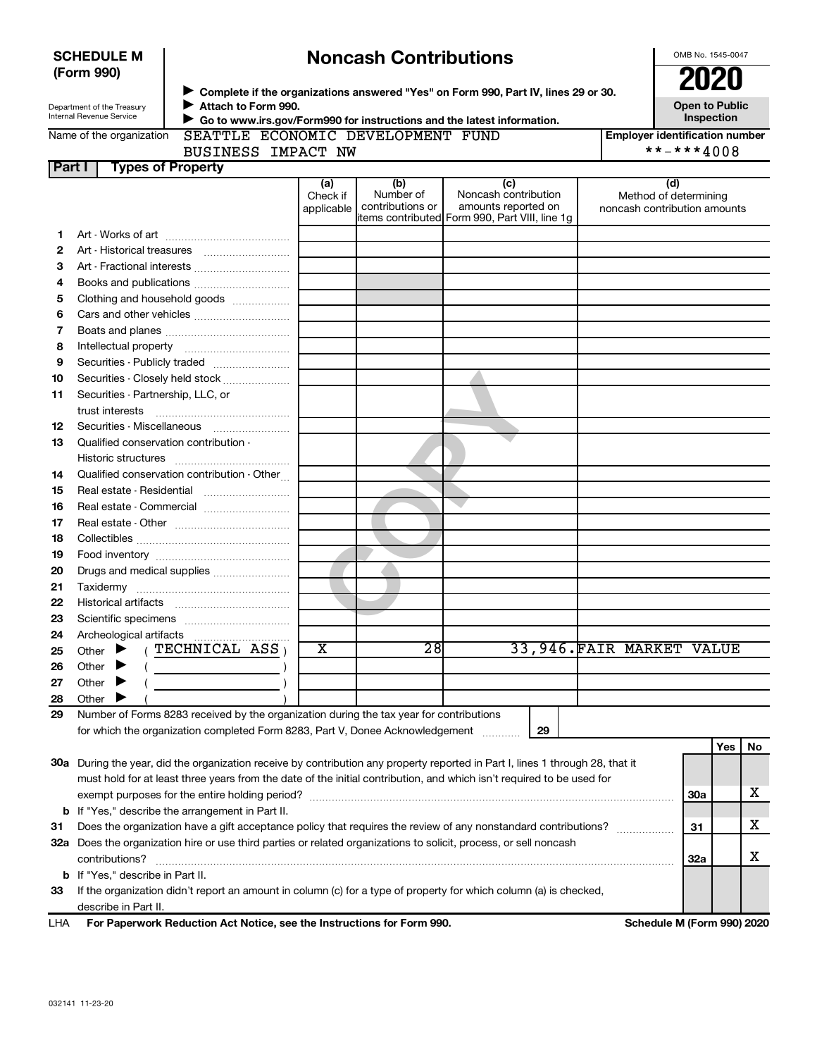**SCHEDULE M (Form 990)**

# Noncash Contributions

OMB No. 1545-0047

**2020**

Department of the Treasury
Internal Revenue Service

▶ **Complete if the organizations answered "Yes" on Form 990, Part IV, lines 29 or 30.**
▶ **Attach to Form 990.**
▶ **Go to www.irs.gov/Form990 for instructions and the latest information.**

**Open to Public Inspection**

Name of the organization: SEATTLE ECONOMIC DEVELOPMENT FUND BUSINESS IMPACT NW

**Employer identification number**: **-***4008

## Part I — Types of Property

| | | (a) Check if applicable | (b) Number of contributions or items contributed | (c) Noncash contribution amounts reported on Form 990, Part VIII, line 1g | (d) Method of determining noncash contribution amounts |
|---|---|---|---|---|---|
| 1 | Art - Works of art | | | | |
| 2 | Art - Historical treasures | | | | |
| 3 | Art - Fractional interests | | | | |
| 4 | Books and publications | | | | |
| 5 | Clothing and household goods | | | | |
| 6 | Cars and other vehicles | | | | |
| 7 | Boats and planes | | | | |
| 8 | Intellectual property | | | | |
| 9 | Securities - Publicly traded | | | | |
| 10 | Securities - Closely held stock | | | | |
| 11 | Securities - Partnership, LLC, or trust interests | | | | |
| 12 | Securities - Miscellaneous | | | | |
| 13 | Qualified conservation contribution - Historic structures | | | | |
| 14 | Qualified conservation contribution - Other | | | | |
| 15 | Real estate - Residential | | | | |
| 16 | Real estate - Commercial | | | | |
| 17 | Real estate - Other | | | | |
| 18 | Collectibles | | | | |
| 19 | Food inventory | | | | |
| 20 | Drugs and medical supplies | | | | |
| 21 | Taxidermy | | | | |
| 22 | Historical artifacts | | | | |
| 23 | Scientific specimens | | | | |
| 24 | Archeological artifacts | | | | |
| 25 | Other ▶ ( TECHNICAL ASS ) | X | 28 | 33,946. | FAIR MARKET VALUE |
| 26 | Other ▶ ( ) | | | | |
| 27 | Other ▶ ( ) | | | | |
| 28 | Other ▶ ( ) | | | | |

**29** Number of Forms 8283 received by the organization during the tax year for contributions for which the organization completed Form 8283, Part V, Donee Acknowledgement ..... **29**

| | | | Yes | No |
|---|---|---|---|---|
| **30a** | During the year, did the organization receive by contribution any property reported in Part I, lines 1 through 28, that it must hold for at least three years from the date of the initial contribution, and which isn't required to be used for exempt purposes for the entire holding period? | 30a | | X |
| **b** | If "Yes," describe the arrangement in Part II. | | | |
| **31** | Does the organization have a gift acceptance policy that requires the review of any nonstandard contributions? | 31 | | X |
| **32a** | Does the organization hire or use third parties or related organizations to solicit, process, or sell noncash contributions? | 32a | | X |
| **b** | If "Yes," describe in Part II. | | | |
| **33** | If the organization didn't report an amount in column (c) for a type of property for which column (a) is checked, describe in Part II. | | | |

LHA **For Paperwork Reduction Act Notice, see the Instructions for Form 990.** **Schedule M (Form 990) 2020**

032141 11-23-20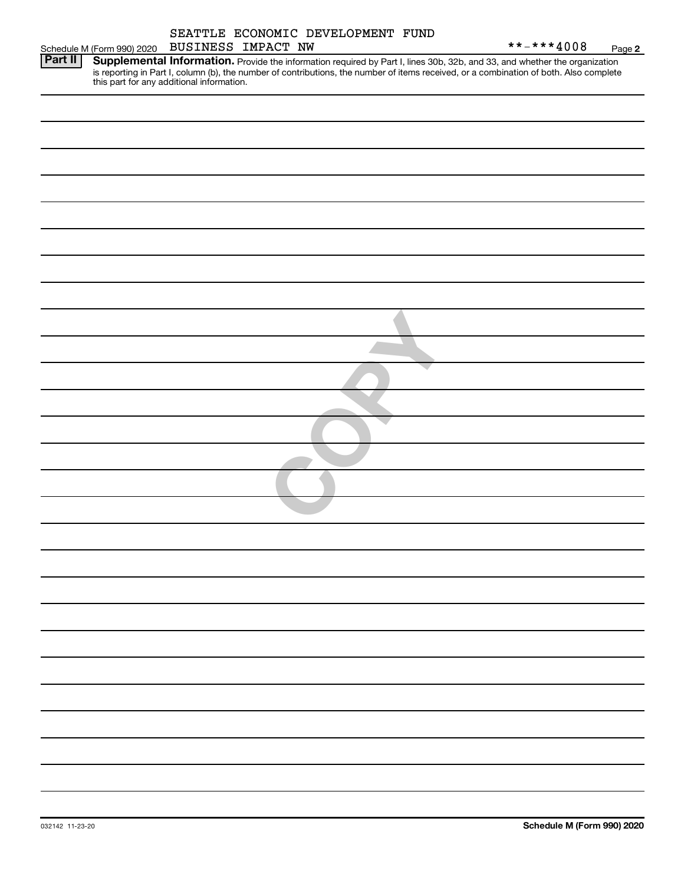Schedule M (Form 990) 2020 SEATTLE ECONOMIC DEVELOPMENT FUND BUSINESS IMPACT NW **-***4008 Page **2**

**Part II** **Supplemental Information.** Provide the information required by Part I, lines 30b, 32b, and 33, and whether the organization is reporting in Part I, column (b), the number of contributions, the number of items received, or a combination of both. Also complete this part for any additional information.

COPY

032142 11-23-20 **Schedule M (Form 990) 2020**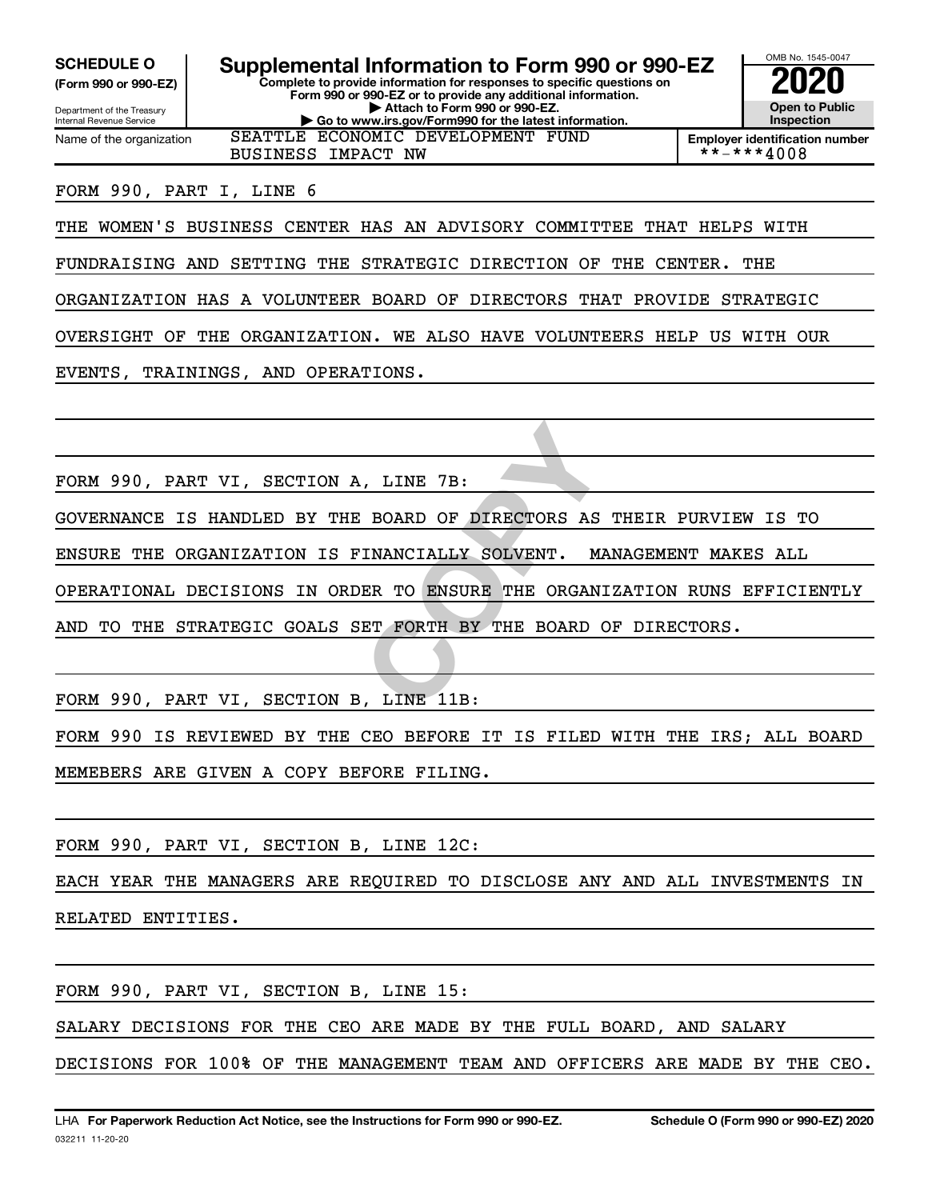**SCHEDULE O** **(Form 990 or 990-EZ)**

Department of the Treasury
Internal Revenue Service

# Supplemental Information to Form 990 or 990-EZ

**Complete to provide information for responses to specific questions on Form 990 or 990-EZ or to provide any additional information.**
**▶ Attach to Form 990 or 990-EZ.**
**▶ Go to www.irs.gov/Form990 for the latest information.**

OMB No. 1545-0047
**2020**
**Open to Public Inspection**

Name of the organization: SEATTLE ECONOMIC DEVELOPMENT FUND BUSINESS IMPACT NW

**Employer identification number**: **-***4008

FORM 990, PART I, LINE 6

THE WOMEN'S BUSINESS CENTER HAS AN ADVISORY COMMITTEE THAT HELPS WITH FUNDRAISING AND SETTING THE STRATEGIC DIRECTION OF THE CENTER. THE ORGANIZATION HAS A VOLUNTEER BOARD OF DIRECTORS THAT PROVIDE STRATEGIC OVERSIGHT OF THE ORGANIZATION. WE ALSO HAVE VOLUNTEERS HELP US WITH OUR EVENTS, TRAININGS, AND OPERATIONS.

FORM 990, PART VI, SECTION A, LINE 7B:

GOVERNANCE IS HANDLED BY THE BOARD OF DIRECTORS AS THEIR PURVIEW IS TO ENSURE THE ORGANIZATION IS FINANCIALLY SOLVENT. MANAGEMENT MAKES ALL OPERATIONAL DECISIONS IN ORDER TO ENSURE THE ORGANIZATION RUNS EFFICIENTLY AND TO THE STRATEGIC GOALS SET FORTH BY THE BOARD OF DIRECTORS.

FORM 990, PART VI, SECTION B, LINE 11B:

FORM 990 IS REVIEWED BY THE CEO BEFORE IT IS FILED WITH THE IRS; ALL BOARD MEMEBERS ARE GIVEN A COPY BEFORE FILING.

FORM 990, PART VI, SECTION B, LINE 12C:

EACH YEAR THE MANAGERS ARE REQUIRED TO DISCLOSE ANY AND ALL INVESTMENTS IN RELATED ENTITIES.

FORM 990, PART VI, SECTION B, LINE 15:

SALARY DECISIONS FOR THE CEO ARE MADE BY THE FULL BOARD, AND SALARY DECISIONS FOR 100% OF THE MANAGEMENT TEAM AND OFFICERS ARE MADE BY THE CEO.

LHA **For Paperwork Reduction Act Notice, see the Instructions for Form 990 or 990-EZ.** **Schedule O (Form 990 or 990-EZ) 2020**

032211 11-20-20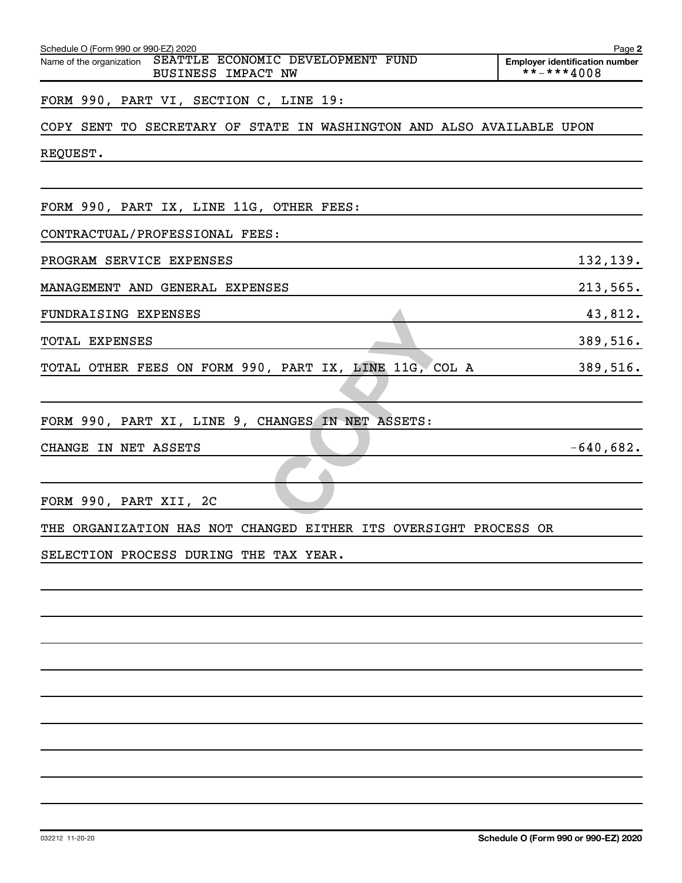Schedule O (Form 990 or 990-EZ) 2020

Name of the organization SEATTLE ECONOMIC DEVELOPMENT FUND BUSINESS IMPACT NW

**Employer identification number** **-***4008

FORM 990, PART VI, SECTION C, LINE 19:

COPY SENT TO SECRETARY OF STATE IN WASHINGTON AND ALSO AVAILABLE UPON REQUEST.

FORM 990, PART IX, LINE 11G, OTHER FEES:

CONTRACTUAL/PROFESSIONAL FEES:

| | |
|---|---|
| PROGRAM SERVICE EXPENSES | 132,139. |
| MANAGEMENT AND GENERAL EXPENSES | 213,565. |
| FUNDRAISING EXPENSES | 43,812. |
| TOTAL EXPENSES | 389,516. |
| TOTAL OTHER FEES ON FORM 990, PART IX, LINE 11G, COL A | 389,516. |

FORM 990, PART XI, LINE 9, CHANGES IN NET ASSETS:

| | |
|---|---|
| CHANGE IN NET ASSETS | -640,682. |

FORM 990, PART XII, 2C

THE ORGANIZATION HAS NOT CHANGED EITHER ITS OVERSIGHT PROCESS OR SELECTION PROCESS DURING THE TAX YEAR.

032212 11-20-20

**Schedule O (Form 990 or 990-EZ) 2020**